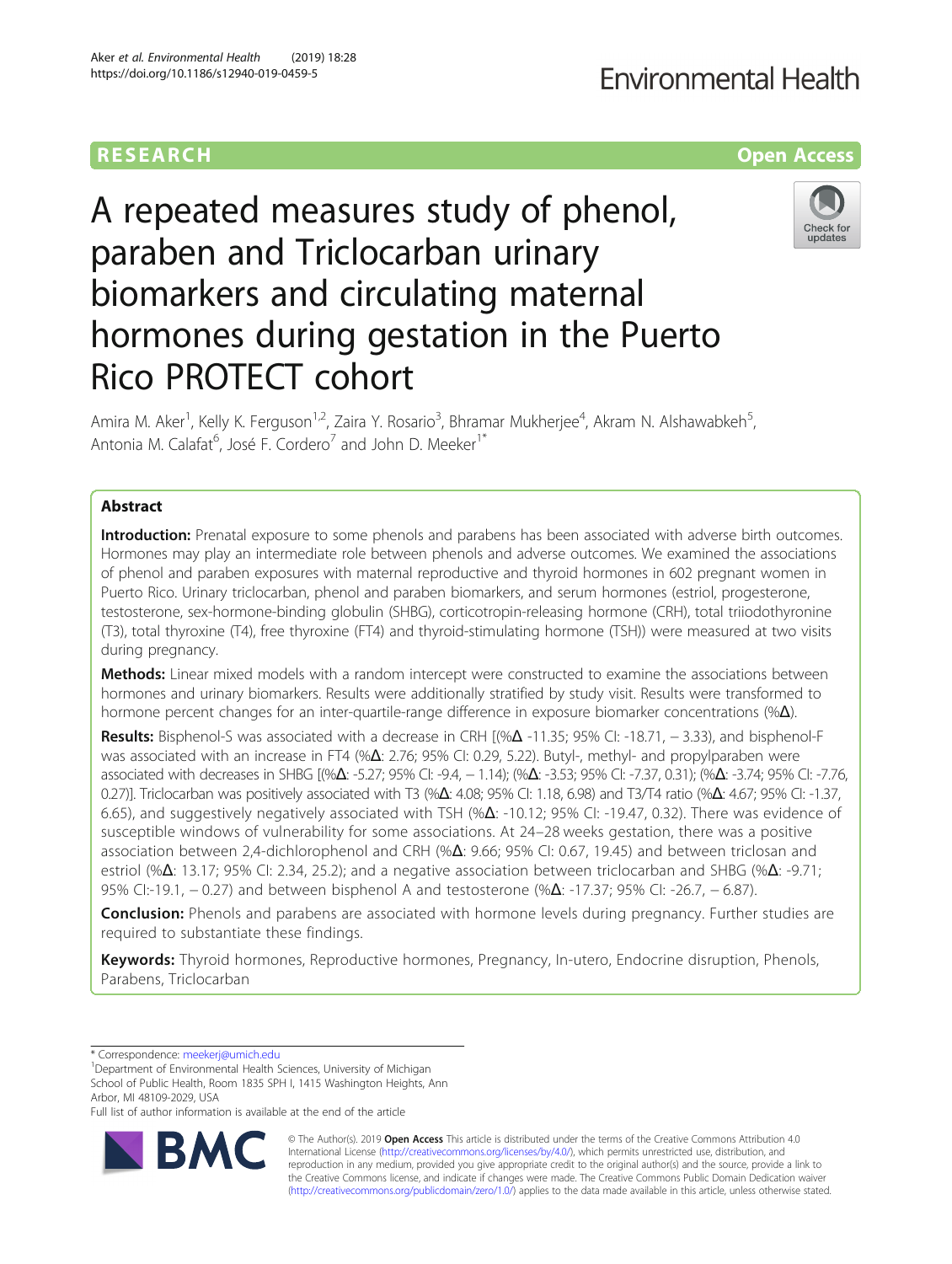RESEARCH Open Access

# A repeated measures study of phenol, paraben and Triclocarban urinary biomarkers and circulating maternal hormones during gestation in the Puerto Rico PROTECT cohort

Amira M. Aker[1], Kelly K. Ferguson[1,2], Zaira Y. Rosario[3], Bhramar Mukherjee[4], Akram N. Alshawabkeh[5], Antonia M. Calafat[6], José F. Cordero[7] and John D. Meeker[1*]

## Abstract

**Introduction:** Prenatal exposure to some phenols and parabens has been associated with adverse birth outcomes. Hormones may play an intermediate role between phenols and adverse outcomes. We examined the associations of phenol and paraben exposures with maternal reproductive and thyroid hormones in 602 pregnant women in Puerto Rico. Urinary triclocarban, phenol and paraben biomarkers, and serum hormones (estriol, progesterone, testosterone, sex-hormone-binding globulin (SHBG), corticotropin-releasing hormone (CRH), total triiodothyronine (T3), total thyroxine (T4), free thyroxine (FT4) and thyroid-stimulating hormone (TSH)) were measured at two visits during pregnancy.

**Methods:** Linear mixed models with a random intercept were constructed to examine the associations between hormones and urinary biomarkers. Results were additionally stratified by study visit. Results were transformed to hormone percent changes for an inter-quartile-range difference in exposure biomarker concentrations (%Δ).

**Results:** Bisphenol-S was associated with a decrease in CRH [(%Δ -11.35; 95% CI: -18.71, − 3.33), and bisphenol-F was associated with an increase in FT4 (%Δ: 2.76; 95% CI: 0.29, 5.22). Butyl-, methyl- and propylparaben were associated with decreases in SHBG [(%Δ: -5.27; 95% CI: -9.4, − 1.14); (%Δ: -3.53; 95% CI: -7.37, 0.31); (%Δ: -3.74; 95% CI: -7.76, 0.27)]. Triclocarban was positively associated with T3 (%Δ: 4.08; 95% CI: 1.18, 6.98) and T3/T4 ratio (%Δ: 4.67; 95% CI: -1.37, 6.65), and suggestively negatively associated with TSH (%Δ: -10.12; 95% CI: -19.47, 0.32). There was evidence of susceptible windows of vulnerability for some associations. At 24–28 weeks gestation, there was a positive association between 2,4-dichlorophenol and CRH (%Δ: 9.66; 95% CI: 0.67, 19.45) and between triclosan and estriol (%Δ: 13.17; 95% CI: 2.34, 25.2); and a negative association between triclocarban and SHBG (%Δ: -9.71; 95% CI:-19.1, − 0.27) and between bisphenol A and testosterone (%Δ: -17.37; 95% CI: -26.7, − 6.87).

**Conclusion:** Phenols and parabens are associated with hormone levels during pregnancy. Further studies are required to substantiate these findings.

**Keywords:** Thyroid hormones, Reproductive hormones, Pregnancy, In-utero, Endocrine disruption, Phenols, Parabens, Triclocarban

---

\* Correspondence: meekerj@umich.edu
[1]Department of Environmental Health Sciences, University of Michigan School of Public Health, Room 1835 SPH I, 1415 Washington Heights, Ann Arbor, MI 48109-2029, USA
Full list of author information is available at the end of the article

© The Author(s). 2019 **Open Access** This article is distributed under the terms of the Creative Commons Attribution 4.0 International License (http://creativecommons.org/licenses/by/4.0/), which permits unrestricted use, distribution, and reproduction in any medium, provided you give appropriate credit to the original author(s) and the source, provide a link to the Creative Commons license, and indicate if changes were made. The Creative Commons Public Domain Dedication waiver (http://creativecommons.org/publicdomain/zero/1.0/) applies to the data made available in this article, unless otherwise stated.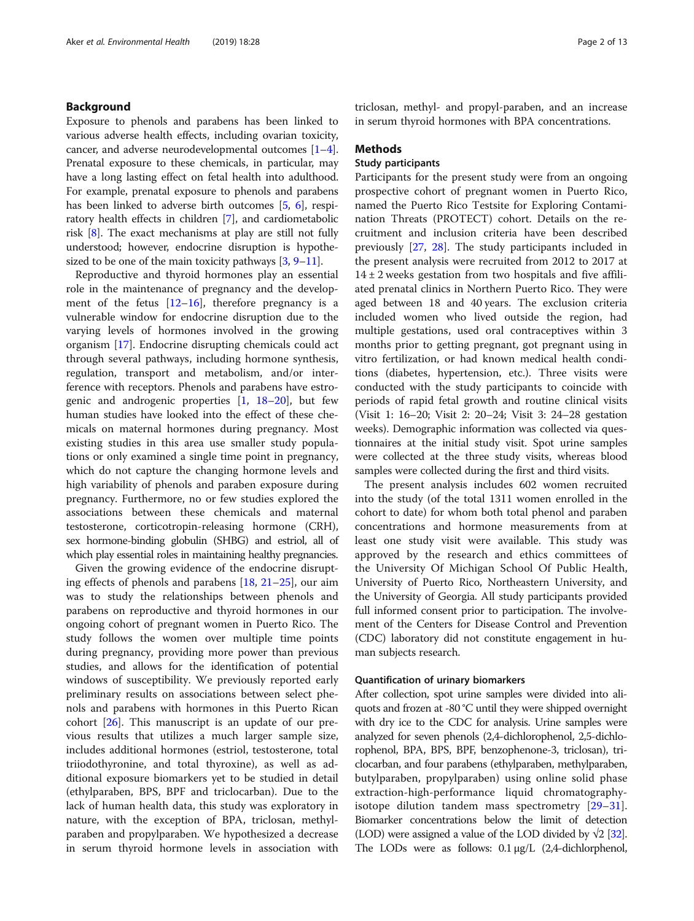## Background

Exposure to phenols and parabens has been linked to various adverse health effects, including ovarian toxicity, cancer, and adverse neurodevelopmental outcomes [1–4]. Prenatal exposure to these chemicals, in particular, may have a long lasting effect on fetal health into adulthood. For example, prenatal exposure to phenols and parabens has been linked to adverse birth outcomes [5, 6], respiratory health effects in children [7], and cardiometabolic risk [8]. The exact mechanisms at play are still not fully understood; however, endocrine disruption is hypothesized to be one of the main toxicity pathways [3, 9–11].

Reproductive and thyroid hormones play an essential role in the maintenance of pregnancy and the development of the fetus [12–16], therefore pregnancy is a vulnerable window for endocrine disruption due to the varying levels of hormones involved in the growing organism [17]. Endocrine disrupting chemicals could act through several pathways, including hormone synthesis, regulation, transport and metabolism, and/or interference with receptors. Phenols and parabens have estrogenic and androgenic properties [1, 18–20], but few human studies have looked into the effect of these chemicals on maternal hormones during pregnancy. Most existing studies in this area use smaller study populations or only examined a single time point in pregnancy, which do not capture the changing hormone levels and high variability of phenols and paraben exposure during pregnancy. Furthermore, no or few studies explored the associations between these chemicals and maternal testosterone, corticotropin-releasing hormone (CRH), sex hormone-binding globulin (SHBG) and estriol, all of which play essential roles in maintaining healthy pregnancies.

Given the growing evidence of the endocrine disrupting effects of phenols and parabens [18, 21–25], our aim was to study the relationships between phenols and parabens on reproductive and thyroid hormones in our ongoing cohort of pregnant women in Puerto Rico. The study follows the women over multiple time points during pregnancy, providing more power than previous studies, and allows for the identification of potential windows of susceptibility. We previously reported early preliminary results on associations between select phenols and parabens with hormones in this Puerto Rican cohort [26]. This manuscript is an update of our previous results that utilizes a much larger sample size, includes additional hormones (estriol, testosterone, total triiodothyronine, and total thyroxine), as well as additional exposure biomarkers yet to be studied in detail (ethylparaben, BPS, BPF and triclocarban). Due to the lack of human health data, this study was exploratory in nature, with the exception of BPA, triclosan, methylparaben and propylparaben. We hypothesized a decrease in serum thyroid hormone levels in association with triclosan, methyl- and propyl-paraben, and an increase in serum thyroid hormones with BPA concentrations.

## Methods

### Study participants

Participants for the present study were from an ongoing prospective cohort of pregnant women in Puerto Rico, named the Puerto Rico Testsite for Exploring Contamination Threats (PROTECT) cohort. Details on the recruitment and inclusion criteria have been described previously [27, 28]. The study participants included in the present analysis were recruited from 2012 to 2017 at 14 ± 2 weeks gestation from two hospitals and five affiliated prenatal clinics in Northern Puerto Rico. They were aged between 18 and 40 years. The exclusion criteria included women who lived outside the region, had multiple gestations, used oral contraceptives within 3 months prior to getting pregnant, got pregnant using in vitro fertilization, or had known medical health conditions (diabetes, hypertension, etc.). Three visits were conducted with the study participants to coincide with periods of rapid fetal growth and routine clinical visits (Visit 1: 16–20; Visit 2: 20–24; Visit 3: 24–28 gestation weeks). Demographic information was collected via questionnaires at the initial study visit. Spot urine samples were collected at the three study visits, whereas blood samples were collected during the first and third visits.

The present analysis includes 602 women recruited into the study (of the total 1311 women enrolled in the cohort to date) for whom both total phenol and paraben concentrations and hormone measurements from at least one study visit were available. This study was approved by the research and ethics committees of the University Of Michigan School Of Public Health, University of Puerto Rico, Northeastern University, and the University of Georgia. All study participants provided full informed consent prior to participation. The involvement of the Centers for Disease Control and Prevention (CDC) laboratory did not constitute engagement in human subjects research.

### Quantification of urinary biomarkers

After collection, spot urine samples were divided into aliquots and frozen at -80 °C until they were shipped overnight with dry ice to the CDC for analysis. Urine samples were analyzed for seven phenols (2,4-dichlorophenol, 2,5-dichlorophenol, BPA, BPS, BPF, benzophenone-3, triclosan), triclocarban, and four parabens (ethylparaben, methylparaben, butylparaben, propylparaben) using online solid phase extraction-high-performance liquid chromatography-isotope dilution tandem mass spectrometry [29–31]. Biomarker concentrations below the limit of detection (LOD) were assigned a value of the LOD divided by $\sqrt{2}$ [32]. The LODs were as follows: 0.1 μg/L (2,4-dichlorphenol,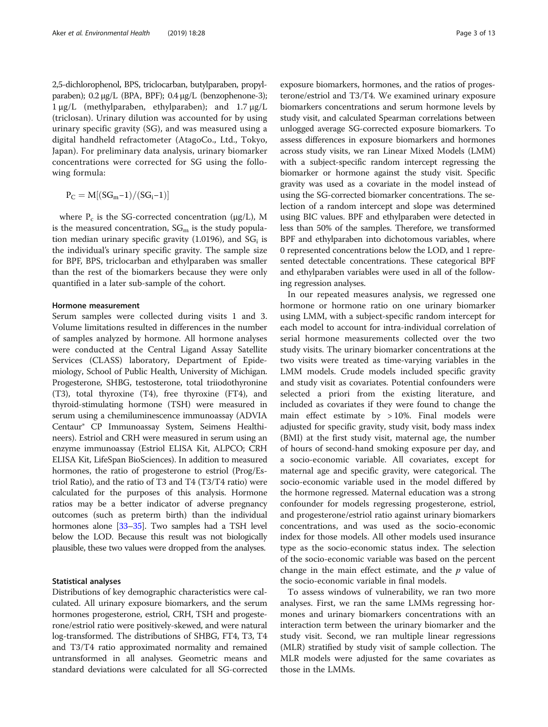2,5-dichlorophenol, BPS, triclocarban, butylparaben, propylparaben); 0.2 μg/L (BPA, BPF); 0.4 μg/L (benzophenone-3); 1 μg/L (methylparaben, ethylparaben); and 1.7 μg/L (triclosan). Urinary dilution was accounted for by using urinary specific gravity (SG), and was measured using a digital handheld refractometer (AtagoCo., Ltd., Tokyo, Japan). For preliminary data analysis, urinary biomarker concentrations were corrected for SG using the following formula:

$$P_C = M[(SG_m - 1)/(SG_i - 1)]$$

where $P_c$ is the SG-corrected concentration (μg/L), M is the measured concentration, $SG_m$ is the study population median urinary specific gravity (1.0196), and $SG_i$ is the individual's urinary specific gravity. The sample size for BPF, BPS, triclocarban and ethylparaben was smaller than the rest of the biomarkers because they were only quantified in a later sub-sample of the cohort.

### Hormone measurement

Serum samples were collected during visits 1 and 3. Volume limitations resulted in differences in the number of samples analyzed by hormone. All hormone analyses were conducted at the Central Ligand Assay Satellite Services (CLASS) laboratory, Department of Epidemiology, School of Public Health, University of Michigan. Progesterone, SHBG, testosterone, total triiodothyronine (T3), total thyroxine (T4), free thyroxine (FT4), and thyroid-stimulating hormone (TSH) were measured in serum using a chemiluminescence immunoassay (ADVIA Centaur® CP Immunoassay System, Seimens Healthineers). Estriol and CRH were measured in serum using an enzyme immunoassay (Estriol ELISA Kit, ALPCO; CRH ELISA Kit, LifeSpan BioSciences). In addition to measured hormones, the ratio of progesterone to estriol (Prog/Estriol Ratio), and the ratio of T3 and T4 (T3/T4 ratio) were calculated for the purposes of this analysis. Hormone ratios may be a better indicator of adverse pregnancy outcomes (such as preterm birth) than the individual hormones alone [33–35]. Two samples had a TSH level below the LOD. Because this result was not biologically plausible, these two values were dropped from the analyses.

### Statistical analyses

Distributions of key demographic characteristics were calculated. All urinary exposure biomarkers, and the serum hormones progesterone, estriol, CRH, TSH and progesterone/estriol ratio were positively-skewed, and were natural log-transformed. The distributions of SHBG, FT4, T3, T4 and T3/T4 ratio approximated normality and remained untransformed in all analyses. Geometric means and standard deviations were calculated for all SG-corrected exposure biomarkers, hormones, and the ratios of progesterone/estriol and T3/T4. We examined urinary exposure biomarkers concentrations and serum hormone levels by study visit, and calculated Spearman correlations between unlogged average SG-corrected exposure biomarkers. To assess differences in exposure biomarkers and hormones across study visits, we ran Linear Mixed Models (LMM) with a subject-specific random intercept regressing the biomarker or hormone against the study visit. Specific gravity was used as a covariate in the model instead of using the SG-corrected biomarker concentrations. The selection of a random intercept and slope was determined using BIC values. BPF and ethylparaben were detected in less than 50% of the samples. Therefore, we transformed BPF and ethylparaben into dichotomous variables, where 0 represented concentrations below the LOD, and 1 represented detectable concentrations. These categorical BPF and ethylparaben variables were used in all of the following regression analyses.

In our repeated measures analysis, we regressed one hormone or hormone ratio on one urinary biomarker using LMM, with a subject-specific random intercept for each model to account for intra-individual correlation of serial hormone measurements collected over the two study visits. The urinary biomarker concentrations at the two visits were treated as time-varying variables in the LMM models. Crude models included specific gravity and study visit as covariates. Potential confounders were selected a priori from the existing literature, and included as covariates if they were found to change the main effect estimate by > 10%. Final models were adjusted for specific gravity, study visit, body mass index (BMI) at the first study visit, maternal age, the number of hours of second-hand smoking exposure per day, and a socio-economic variable. All covariates, except for maternal age and specific gravity, were categorical. The socio-economic variable used in the model differed by the hormone regressed. Maternal education was a strong confounder for models regressing progesterone, estriol, and progesterone/estriol ratio against urinary biomarkers concentrations, and was used as the socio-economic index for those models. All other models used insurance type as the socio-economic status index. The selection of the socio-economic variable was based on the percent change in the main effect estimate, and the *p* value of the socio-economic variable in final models.

To assess windows of vulnerability, we ran two more analyses. First, we ran the same LMMs regressing hormones and urinary biomarkers concentrations with an interaction term between the urinary biomarker and the study visit. Second, we ran multiple linear regressions (MLR) stratified by study visit of sample collection. The MLR models were adjusted for the same covariates as those in the LMMs.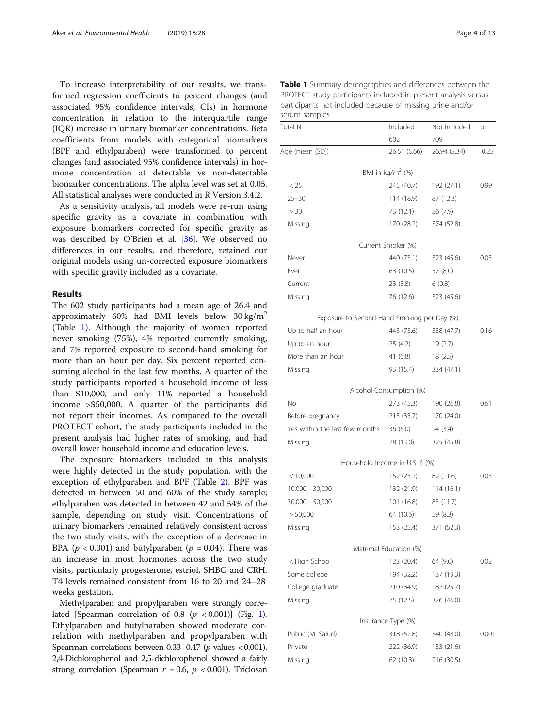To increase interpretability of our results, we transformed regression coefficients to percent changes (and associated 95% confidence intervals, CIs) in hormone concentration in relation to the interquartile range (IQR) increase in urinary biomarker concentrations. Beta coefficients from models with categorical biomarkers (BPF and ethylparaben) were transformed to percent changes (and associated 95% confidence intervals) in hormone concentration at detectable vs non-detectable biomarker concentrations. The alpha level was set at 0.05. All statistical analyses were conducted in R Version 3.4.2.

As a sensitivity analysis, all models were re-run using specific gravity as a covariate in combination with exposure biomarkers corrected for specific gravity as was described by O'Brien et al. [36]. We observed no differences in our results, and therefore, retained our original models using un-corrected exposure biomarkers with specific gravity included as a covariate.

## Results

The 602 study participants had a mean age of 26.4 and approximately 60% had BMI levels below 30 kg/m$^2$ (Table 1). Although the majority of women reported never smoking (75%), 4% reported currently smoking, and 7% reported exposure to second-hand smoking for more than an hour per day. Six percent reported consuming alcohol in the last few months. A quarter of the study participants reported a household income of less than \$10,000, and only 11% reported a household income >\$50,000. A quarter of the participants did not report their incomes. As compared to the overall PROTECT cohort, the study participants included in the present analysis had higher rates of smoking, and had overall lower household income and education levels.

The exposure biomarkers included in this analysis were highly detected in the study population, with the exception of ethylparaben and BPF (Table 2). BPF was detected in between 50 and 60% of the study sample; ethylparaben was detected in between 42 and 54% of the sample, depending on study visit. Concentrations of urinary biomarkers remained relatively consistent across the two study visits, with the exception of a decrease in BPA ($p < 0.001$) and butylparaben ($p = 0.04$). There was an increase in most hormones across the two study visits, particularly progesterone, estriol, SHBG and CRH. T4 levels remained consistent from 16 to 20 and 24–28 weeks gestation.

Methylparaben and propylparaben were strongly correlated [Spearman correlation of 0.8 ($p < 0.001$)] (Fig. 1). Ethylparaben and butylparaben showed moderate correlation with methylparaben and propylparaben with Spearman correlations between 0.33–0.47 ($p$ values < 0.001). 2,4-Dichlorophenol and 2,5-dichlorophenol showed a fairly strong correlation (Spearman $r = 0.6$, $p < 0.001$). Triclosan

**Table 1** Summary demographics and differences between the PROTECT study participants included in present analysis versus participants not included because of missing urine and/or serum samples

| Total N | Included | Not Included | p |
|---|---|---|---|
| | 602 | 709 | |
| Age (mean [SD]) | 26.51 (5.66) | 26.94 (5.34) | 0.25 |
| BMI in kg/m$^2$ (%) | | | |
| < 25 | 245 (40.7) | 192 (27.1) | 0.99 |
| 25–30 | 114 (18.9) | 87 (12.3) | |
| > 30 | 73 (12.1) | 56 (7.9) | |
| Missing | 170 (28.2) | 374 (52.8) | |
| Current Smoker (%) | | | |
| Never | 440 (73.1) | 323 (45.6) | 0.03 |
| Ever | 63 (10.5) | 57 (8.0) | |
| Current | 23 (3.8) | 6 (0.8) | |
| Missing | 76 (12.6) | 323 (45.6) | |
| Exposure to Second-Hand Smoking per Day (%) | | | |
| Up to half an hour | 443 (73.6) | 338 (47.7) | 0.16 |
| Up to an hour | 25 (4.2) | 19 (2.7) | |
| More than an hour | 41 (6.8) | 18 (2.5) | |
| Missing | 93 (15.4) | 334 (47.1) | |
| Alcohol Consumption (%) | | | |
| No | 273 (45.3) | 190 (26.8) | 0.61 |
| Before pregnancy | 215 (35.7) | 170 (24.0) | |
| Yes within the last few months | 36 (6.0) | 24 (3.4) | |
| Missing | 78 (13.0) | 325 (45.8) | |
| Household Income in U.S. \$ (%) | | | |
| < 10,000 | 152 (25.2) | 82 (11.6) | 0.03 |
| 10,000 - 30,000 | 132 (21.9) | 114 (16.1) | |
| 30,000 - 50,000 | 101 (16.8) | 83 (11.7) | |
| > 50,000 | 64 (10.6) | 59 (8.3) | |
| Missing | 153 (25.4) | 371 (52.3) | |
| Maternal Education (%) | | | |
| < High School | 123 (20.4) | 64 (9.0) | 0.02 |
| Some college | 194 (32.2) | 137 (19.3) | |
| College graduate | 210 (34.9) | 182 (25.7) | |
| Missing | 75 (12.5) | 326 (46.0) | |
| Insurance Type (%) | | | |
| Public (Mi Salud) | 318 (52.8) | 340 (48.0) | 0.001 |
| Private | 222 (36.9) | 153 (21.6) | |
| Missing | 62 (10.3) | 216 (30.5) | |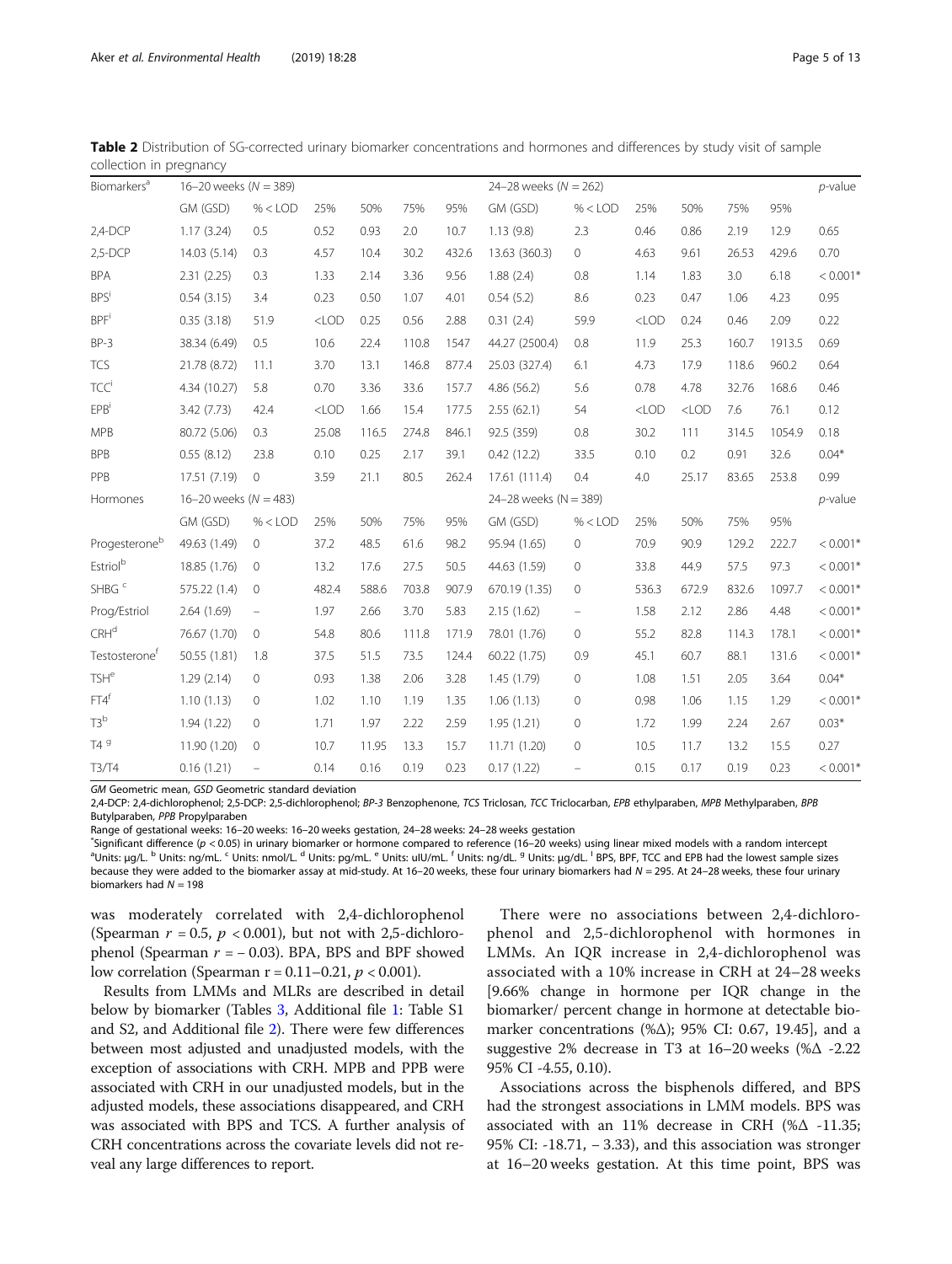**Table 2** Distribution of SG-corrected urinary biomarker concentrations and hormones and differences by study visit of sample collection in pregnancy

| Biomarkers[a] | 16–20 weeks (N = 389) | | | | | | 24–28 weeks (N = 262) | | | | | | p-value |
|---|---|---|---|---|---|---|---|---|---|---|---|---|---|
| | GM (GSD) | % < LOD | 25% | 50% | 75% | 95% | GM (GSD) | % < LOD | 25% | 50% | 75% | 95% | |
| 2,4-DCP | 1.17 (3.24) | 0.5 | 0.52 | 0.93 | 2.0 | 10.7 | 1.13 (9.8) | 2.3 | 0.46 | 0.86 | 2.19 | 12.9 | 0.65 |
| 2,5-DCP | 14.03 (5.14) | 0.3 | 4.57 | 10.4 | 30.2 | 432.6 | 13.63 (360.3) | 0 | 4.63 | 9.61 | 26.53 | 429.6 | 0.70 |
| BPA | 2.31 (2.25) | 0.3 | 1.33 | 2.14 | 3.36 | 9.56 | 1.88 (2.4) | 0.8 | 1.14 | 1.83 | 3.0 | 6.18 | < 0.001* |
| BPS[i] | 0.54 (3.15) | 3.4 | 0.23 | 0.50 | 1.07 | 4.01 | 0.54 (5.2) | 8.6 | 0.23 | 0.47 | 1.06 | 4.23 | 0.95 |
| BPF[i] | 0.35 (3.18) | 51.9 | <LOD | 0.25 | 0.56 | 2.88 | 0.31 (2.4) | 59.9 | <LOD | 0.24 | 0.46 | 2.09 | 0.22 |
| BP-3 | 38.34 (6.49) | 0.5 | 10.6 | 22.4 | 110.8 | 1547 | 44.27 (2500.4) | 0.8 | 11.9 | 25.3 | 160.7 | 1913.5 | 0.69 |
| TCS | 21.78 (8.72) | 11.1 | 3.70 | 13.1 | 146.8 | 877.4 | 25.03 (327.4) | 6.1 | 4.73 | 17.9 | 118.6 | 960.2 | 0.64 |
| TCC[i] | 4.34 (10.27) | 5.8 | 0.70 | 3.36 | 33.6 | 157.7 | 4.86 (56.2) | 5.6 | 0.78 | 4.78 | 32.76 | 168.6 | 0.46 |
| EPB[i] | 3.42 (7.73) | 42.4 | <LOD | 1.66 | 15.4 | 177.5 | 2.55 (62.1) | 54 | <LOD | <LOD | 7.6 | 76.1 | 0.12 |
| MPB | 80.72 (5.06) | 0.3 | 25.08 | 116.5 | 274.8 | 846.1 | 92.5 (359) | 0.8 | 30.2 | 111 | 314.5 | 1054.9 | 0.18 |
| BPB | 0.55 (8.12) | 23.8 | 0.10 | 0.25 | 2.17 | 39.1 | 0.42 (12.2) | 33.5 | 0.10 | 0.2 | 0.91 | 32.6 | 0.04* |
| PPB | 17.51 (7.19) | 0 | 3.59 | 21.1 | 80.5 | 262.4 | 17.61 (111.4) | 0.4 | 4.0 | 25.17 | 83.65 | 253.8 | 0.99 |
| Hormones | 16–20 weeks (N = 483) | | | | | | 24–28 weeks (N = 389) | | | | | | p-value |
| | GM (GSD) | % < LOD | 25% | 50% | 75% | 95% | GM (GSD) | % < LOD | 25% | 50% | 75% | 95% | |
| Progesterone[b] | 49.63 (1.49) | 0 | 37.2 | 48.5 | 61.6 | 98.2 | 95.94 (1.65) | 0 | 70.9 | 90.9 | 129.2 | 222.7 | < 0.001* |
| Estriol[b] | 18.85 (1.76) | 0 | 13.2 | 17.6 | 27.5 | 50.5 | 44.63 (1.59) | 0 | 33.8 | 44.9 | 57.5 | 97.3 | < 0.001* |
| SHBG[c] | 575.22 (1.4) | 0 | 482.4 | 588.6 | 703.8 | 907.9 | 670.19 (1.35) | 0 | 536.3 | 672.9 | 832.6 | 1097.7 | < 0.001* |
| Prog/Estriol | 2.64 (1.69) | – | 1.97 | 2.66 | 3.70 | 5.83 | 2.15 (1.62) | – | 1.58 | 2.12 | 2.86 | 4.48 | < 0.001* |
| CRH[d] | 76.67 (1.70) | 0 | 54.8 | 80.6 | 111.8 | 171.9 | 78.01 (1.76) | 0 | 55.2 | 82.8 | 114.3 | 178.1 | < 0.001* |
| Testosterone[f] | 50.55 (1.81) | 1.8 | 37.5 | 51.5 | 73.5 | 124.4 | 60.22 (1.75) | 0.9 | 45.1 | 60.7 | 88.1 | 131.6 | < 0.001* |
| TSH[e] | 1.29 (2.14) | 0 | 0.93 | 1.38 | 2.06 | 3.28 | 1.45 (1.79) | 0 | 1.08 | 1.51 | 2.05 | 3.64 | 0.04* |
| FT4[f] | 1.10 (1.13) | 0 | 1.02 | 1.10 | 1.19 | 1.35 | 1.06 (1.13) | 0 | 0.98 | 1.06 | 1.15 | 1.29 | < 0.001* |
| T3[b] | 1.94 (1.22) | 0 | 1.71 | 1.97 | 2.22 | 2.59 | 1.95 (1.21) | 0 | 1.72 | 1.99 | 2.24 | 2.67 | 0.03* |
| T4[g] | 11.90 (1.20) | 0 | 10.7 | 11.95 | 13.3 | 15.7 | 11.71 (1.20) | 0 | 10.5 | 11.7 | 13.2 | 15.5 | 0.27 |
| T3/T4 | 0.16 (1.21) | – | 0.14 | 0.16 | 0.19 | 0.23 | 0.17 (1.22) | – | 0.15 | 0.17 | 0.19 | 0.23 | < 0.001* |

*GM* Geometric mean, *GSD* Geometric standard deviation

2,4-DCP: 2,4-dichlorophenol; 2,5-DCP: 2,5-dichlorophenol; *BP-3* Benzophenone, *TCS* Triclosan, *TCC* Triclocarban, *EPB* ethylparaben, *MPB* Methylparaben, *BPB* Butylparaben, *PPB* Propylparaben

Range of gestational weeks: 16–20 weeks: 16–20 weeks gestation, 24–28 weeks: 24–28 weeks gestation

*Significant difference ($p < 0.05$) in urinary biomarker or hormone compared to reference (16–20 weeks) using linear mixed models with a random intercept

[a]Units: µg/L. [b] Units: ng/mL. [c] Units: nmol/L. [d] Units: pg/mL. [e] Units: uIU/mL. [f] Units: ng/dL. [g] Units: µg/dL. [i] BPS, BPF, TCC and EPB had the lowest sample sizes because they were added to the biomarker assay at mid-study. At 16–20 weeks, these four urinary biomarkers had $N = 295$. At 24–28 weeks, these four urinary biomarkers had $N = 198$

was moderately correlated with 2,4-dichlorophenol (Spearman $r = 0.5$, $p < 0.001$), but not with 2,5-dichlorophenol (Spearman $r = -0.03$). BPA, BPS and BPF showed low correlation (Spearman $r = 0.11–0.21$, $p < 0.001$).

Results from LMMs and MLRs are described in detail below by biomarker (Tables 3, Additional file 1: Table S1 and S2, and Additional file 2). There were few differences between most adjusted and unadjusted models, with the exception of associations with CRH. MPB and PPB were associated with CRH in our unadjusted models, but in the adjusted models, these associations disappeared, and CRH was associated with BPS and TCS. A further analysis of CRH concentrations across the covariate levels did not reveal any large differences to report.

There were no associations between 2,4-dichlorophenol and 2,5-dichlorophenol with hormones in LMMs. An IQR increase in 2,4-dichlorophenol was associated with a 10% increase in CRH at 24–28 weeks [9.66% change in hormone per IQR change in the biomarker/ percent change in hormone at detectable biomarker concentrations (%Δ); 95% CI: 0.67, 19.45], and a suggestive 2% decrease in T3 at 16–20 weeks (%Δ -2.22 95% CI -4.55, 0.10).

Associations across the bisphenols differed, and BPS had the strongest associations in LMM models. BPS was associated with an 11% decrease in CRH (%Δ -11.35; 95% CI: -18.71, − 3.33), and this association was stronger at 16–20 weeks gestation. At this time point, BPS was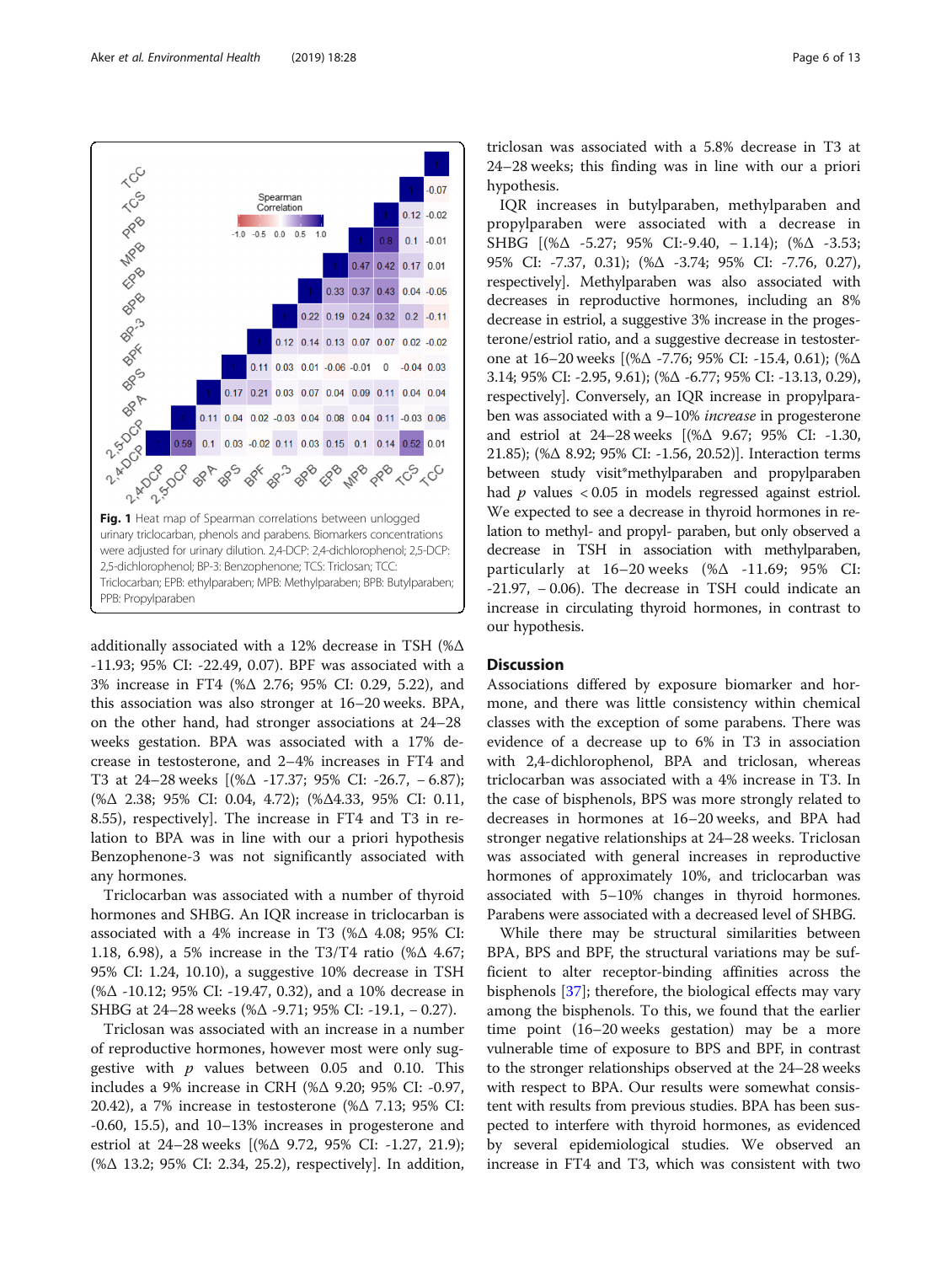Fig. 1 Heat map of Spearman correlations between unlogged urinary triclocarban, phenols and parabens. Biomarkers concentrations were adjusted for urinary dilution. 2,4-DCP: 2,4-dichlorophenol; 2,5-DCP: 2,5-dichlorophenol; BP-3: Benzophenone; TCS: Triclosan; TCC: Triclocarban; EPB: ethylparaben; MPB: Methylparaben; BPB: Butylparaben; PPB: Propylparaben

additionally associated with a 12% decrease in TSH (%Δ -11.93; 95% CI: -22.49, 0.07). BPF was associated with a 3% increase in FT4 (%Δ 2.76; 95% CI: 0.29, 5.22), and this association was also stronger at 16–20 weeks. BPA, on the other hand, had stronger associations at 24–28 weeks gestation. BPA was associated with a 17% decrease in testosterone, and 2–4% increases in FT4 and T3 at 24–28 weeks [(%Δ -17.37; 95% CI: -26.7, − 6.87); (%Δ 2.38; 95% CI: 0.04, 4.72); (%Δ4.33, 95% CI: 0.11, 8.55), respectively]. The increase in FT4 and T3 in relation to BPA was in line with our a priori hypothesis Benzophenone-3 was not significantly associated with any hormones.

Triclocarban was associated with a number of thyroid hormones and SHBG. An IQR increase in triclocarban is associated with a 4% increase in T3 (%Δ 4.08; 95% CI: 1.18, 6.98), a 5% increase in the T3/T4 ratio (%Δ 4.67; 95% CI: 1.24, 10.10), a suggestive 10% decrease in TSH (%Δ -10.12; 95% CI: -19.47, 0.32), and a 10% decrease in SHBG at 24–28 weeks (%Δ -9.71; 95% CI: -19.1, − 0.27).

Triclosan was associated with an increase in a number of reproductive hormones, however most were only suggestive with $p$ values between 0.05 and 0.10. This includes a 9% increase in CRH (%Δ 9.20; 95% CI: -0.97, 20.42), a 7% increase in testosterone (%Δ 7.13; 95% CI: -0.60, 15.5), and 10–13% increases in progesterone and estriol at 24–28 weeks [(%Δ 9.72, 95% CI: -1.27, 21.9); (%Δ 13.2; 95% CI: 2.34, 25.2), respectively]. In addition, triclosan was associated with a 5.8% decrease in T3 at 24–28 weeks; this finding was in line with our a priori hypothesis.

IQR increases in butylparaben, methylparaben and propylparaben were associated with a decrease in SHBG [(%Δ -5.27; 95% CI:-9.40, − 1.14); (%Δ -3.53; 95% CI: -7.37, 0.31); (%Δ -3.74; 95% CI: -7.76, 0.27), respectively]. Methylparaben was also associated with decreases in reproductive hormones, including an 8% decrease in estriol, a suggestive 3% increase in the progesterone/estriol ratio, and a suggestive decrease in testosterone at 16–20 weeks [(%Δ -7.76; 95% CI: -15.4, 0.61); (%Δ 3.14; 95% CI: -2.95, 9.61); (%Δ -6.77; 95% CI: -13.13, 0.29), respectively]. Conversely, an IQR increase in propylparaben was associated with a 9–10% *increase* in progesterone and estriol at 24–28 weeks [(%Δ 9.67; 95% CI: -1.30, 21.85); (%Δ 8.92; 95% CI: -1.56, 20.52)]. Interaction terms between study visit*methylparaben and propylparaben had $p$ values $< 0.05$ in models regressed against estriol. We expected to see a decrease in thyroid hormones in relation to methyl- and propyl- paraben, but only observed a decrease in TSH in association with methylparaben, particularly at 16–20 weeks (%Δ -11.69; 95% CI: -21.97, − 0.06). The decrease in TSH could indicate an increase in circulating thyroid hormones, in contrast to our hypothesis.

## Discussion

Associations differed by exposure biomarker and hormone, and there was little consistency within chemical classes with the exception of some parabens. There was evidence of a decrease up to 6% in T3 in association with 2,4-dichlorophenol, BPA and triclosan, whereas triclocarban was associated with a 4% increase in T3. In the case of bisphenols, BPS was more strongly related to decreases in hormones at 16–20 weeks, and BPA had stronger negative relationships at 24–28 weeks. Triclosan was associated with general increases in reproductive hormones of approximately 10%, and triclocarban was associated with 5–10% changes in thyroid hormones. Parabens were associated with a decreased level of SHBG.

While there may be structural similarities between BPA, BPS and BPF, the structural variations may be sufficient to alter receptor-binding affinities across the bisphenols [37]; therefore, the biological effects may vary among the bisphenols. To this, we found that the earlier time point (16–20 weeks gestation) may be a more vulnerable time of exposure to BPS and BPF, in contrast to the stronger relationships observed at the 24–28 weeks with respect to BPA. Our results were somewhat consistent with results from previous studies. BPA has been suspected to interfere with thyroid hormones, as evidenced by several epidemiological studies. We observed an increase in FT4 and T3, which was consistent with two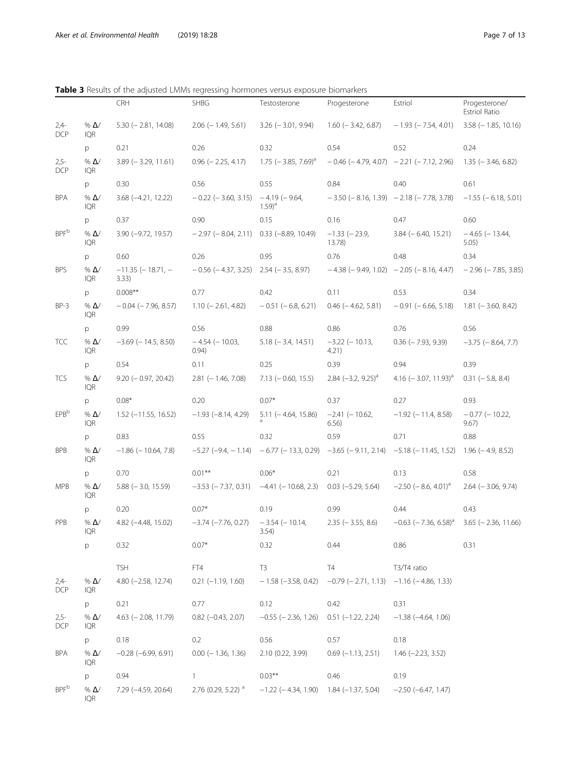**Table 3** Results of the adjusted LMMs regressing hormones versus exposure biomarkers

| | | CRH | SHBG | Testosterone | Progesterone | Estriol | Progesterone/ Estriol Ratio |
|---|---|---|---|---|---|---|---|
| 2,4-DCP | % Δ/ IQR | 5.30 (− 2.81, 14.08) | 2.06 (− 1.49, 5.61) | 3.26 (− 3.01, 9.94) | 1.60 (− 3.42, 6.87) | − 1.93 (− 7.54, 4.01) | 3.58 (− 1.85, 10.16) |
| | p | 0.21 | 0.26 | 0.32 | 0.54 | 0.52 | 0.24 |
| 2,5-DCP | % Δ/ IQR | 3.89 (− 3.29, 11.61) | 0.96 (− 2.25, 4.17) | 1.75 (− 3.85, 7.69)[a] | − 0.46 (− 4.79, 4.07) | − 2.21 (− 7.12, 2.96) | 1.35 (− 3.46, 6.82) |
| | p | 0.30 | 0.56 | 0.55 | 0.84 | 0.40 | 0.61 |
| BPA | % Δ/ IQR | 3.68 (−4.21, 12.22) | − 0.22 (− 3.60, 3.15) | − 4.19 (− 9.64, 1.59)[a] | − 3.50 (− 8.16, 1.39) | − 2.18 (− 7.78, 3.78) | −1.55 (− 6.18, 5.01) |
| | p | 0.37 | 0.90 | 0.15 | 0.16 | 0.47 | 0.60 |
| BPF[b] | % Δ/ IQR | 3.90 (−9.72, 19.57) | − 2.97 (− 8.04, 2.11) | 0.33 (−8.89, 10.49) | −1.33 (− 23.9, 13.78) | 3.84 (− 6.40, 15.21) | − 4.65 (− 13.44, 5.05) |
| | p | 0.60 | 0.26 | 0.95 | 0.76 | 0.48 | 0.34 |
| BPS | % Δ/ IQR | −11.35 (− 18.71, − 3.33) | − 0.56 (− 4.37, 3.25) | 2.54 (− 3.5, 8.97) | − 4.38 (− 9.49, 1.02) | − 2.05 (− 8.16, 4.47) | − 2.96 (− 7.85, 3.85) |
| | p | 0.008** | 0.77 | 0.42 | 0.11 | 0.53 | 0.34 |
| BP-3 | % Δ/ IQR | − 0.04 (− 7.96, 8.57) | 1.10 (− 2.61, 4.82) | − 0.51 (− 6.8, 6.21) | 0.46 (− 4.62, 5.81) | − 0.91 (− 6.66, 5.18) | 1.81 (− 3.60, 8.42) |
| | p | 0.99 | 0.56 | 0.88 | 0.86 | 0.76 | 0.56 |
| TCC | % Δ/ IQR | −3.69 (− 14.5, 8.50) | − 4.54 (− 10.03, 0.94) | 5.18 (− 3.4, 14.51) | −3.22 (− 10.13, 4.21) | 0.36 (− 7.93, 9.39) | −3.75 (− 8.64, 7.7) |
| | p | 0.54 | 0.11 | 0.25 | 0.39 | 0.94 | 0.39 |
| TCS | % Δ/ IQR | 9.20 (− 0.97, 20.42) | 2.81 (− 1.46, 7.08) | 7.13 (− 0.60, 15.5) | 2.84 (−3.2, 9.25)[a] | 4.16 (− 3.07, 11.93)[a] | 0.31 (− 5.8, 8.4) |
| | p | 0.08* | 0.20 | 0.07* | 0.37 | 0.27 | 0.93 |
| EPB[b] | % Δ/ IQR | 1.52 (−11.55, 16.52) | −1.93 (−8.14, 4.29) | 5.11 (− 4.64, 15.86)[a] | −2.41 (− 10.62, 6.56) | −1.92 (− 11.4, 8.58) | − 0.77 (− 10.22, 9.67) |
| | p | 0.83 | 0.55 | 0.32 | 0.59 | 0.71 | 0.88 |
| BPB | % Δ/ IQR | −1.86 (− 10.64, 7.8) | −5.27 (−9.4, − 1.14) | − 6.77 (− 13.3, 0.29) | −3.65 (− 9.11, 2.14) | −5.18 (− 11.45, 1.52) | 1.96 (− 4.9, 8.52) |
| | p | 0.70 | 0.01** | 0.06* | 0.21 | 0.13 | 0.58 |
| MPB | % Δ/ IQR | 5.88 (− 3.0, 15.59) | −3.53 (− 7.37, 0.31) | −4.41 (− 10.68, 2.3) | 0.03 (−5.29, 5.64) | −2.50 (− 8.6, 4.01)[a] | 2.64 (− 3.06, 9.74) |
| | p | 0.20 | 0.07* | 0.19 | 0.99 | 0.44 | 0.43 |
| PPB | % Δ/ IQR | 4.82 (−4.48, 15.02) | −3.74 (−7.76, 0.27) | − 3.54 (− 10.14, 3.54) | 2.35 (− 3.55, 8.6) | −0.63 (− 7.36, 6.58)[a] | 3.65 (− 2.36, 11.66) |
| | p | 0.32 | 0.07* | 0.32 | 0.44 | 0.86 | 0.31 |
| | | TSH | FT4 | T3 | T4 | T3/T4 ratio | |
| 2,4-DCP | % Δ/ IQR | 4.80 (−2.58, 12.74) | 0.21 (−1.19, 1.60) | − 1.58 (−3.58, 0.42) | −0.79 (− 2.71, 1.13) | −1.16 (− 4.86, 1.33) | |
| | p | 0.21 | 0.77 | 0.12 | 0.42 | 0.31 | |
| 2,5-DCP | % Δ/ IQR | 4.63 (− 2.08, 11.79) | 0.82 (−0.43, 2.07) | −0.55 (− 2.36, 1.26) | 0.51 (−1.22, 2.24) | −1.38 (−4.64, 1.06) | |
| | p | 0.18 | 0.2 | 0.56 | 0.57 | 0.18 | |
| BPA | % Δ/ IQR | −0.28 (−6.99, 6.91) | 0.00 (− 1.36, 1.36) | 2.10 (0.22, 3.99) | 0.69 (−1.13, 2.51) | 1.46 (−2.23, 3.52) | |
| | p | 0.94 | 1 | 0.03** | 0.46 | 0.19 | |
| BPF[b] | % Δ/ IQR | 7.29 (−4.59, 20.64) | 2.76 (0.29, 5.22)[a] | −1.22 (− 4.34, 1.90) | 1.84 (−1.37, 5.04) | −2.50 (−6.47, 1.47) | |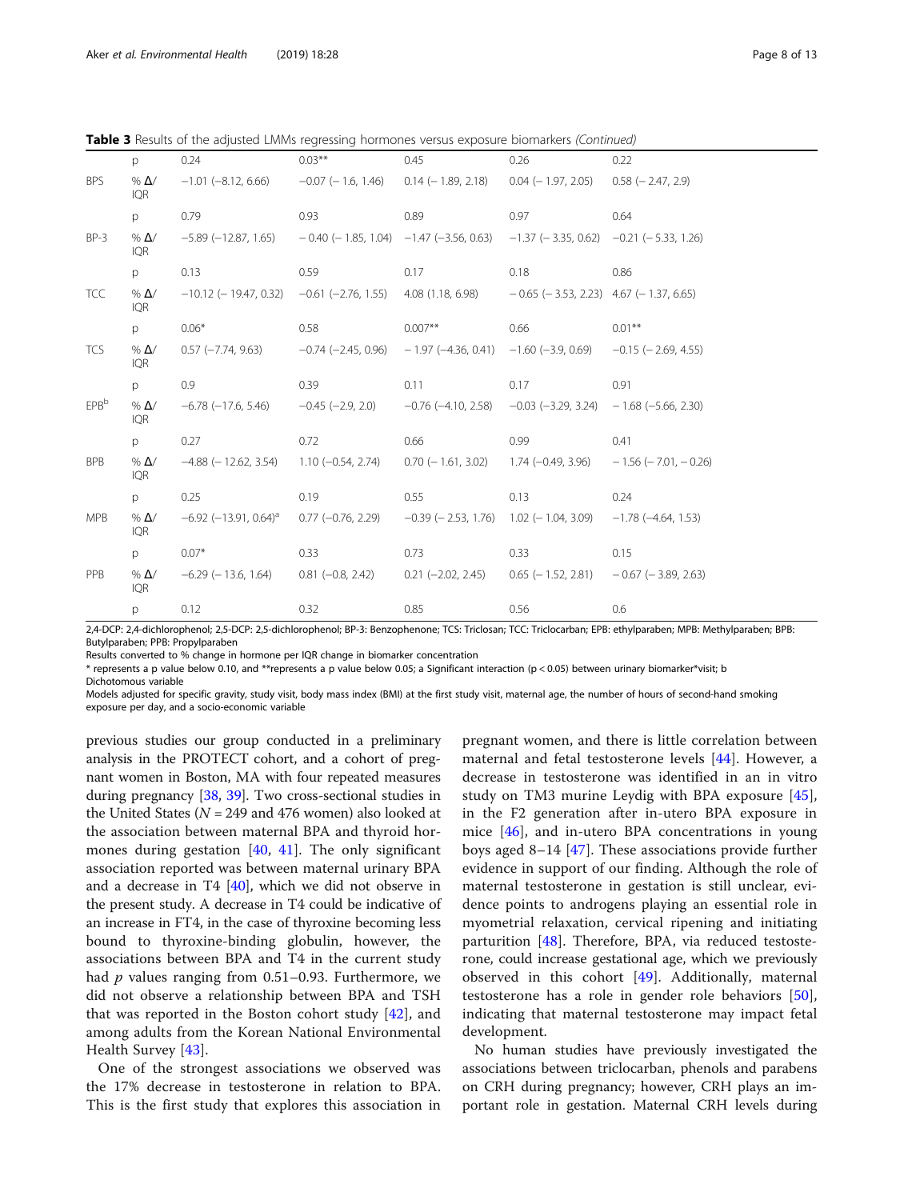**Table 3** Results of the adjusted LMMs regressing hormones versus exposure biomarkers *(Continued)*

| | | | | | | |
|---|---|---|---|---|---|---|
| | p | 0.24 | 0.03** | 0.45 | 0.26 | 0.22 |
| BPS | % Δ/IQR | −1.01 (−8.12, 6.66) | −0.07 (− 1.6, 1.46) | 0.14 (− 1.89, 2.18) | 0.04 (− 1.97, 2.05) | 0.58 (− 2.47, 2.9) |
| | p | 0.79 | 0.93 | 0.89 | 0.97 | 0.64 |
| BP-3 | % Δ/IQR | −5.89 (−12.87, 1.65) | − 0.40 (− 1.85, 1.04) | −1.47 (−3.56, 0.63) | −1.37 (− 3.35, 0.62) | −0.21 (− 5.33, 1.26) |
| | p | 0.13 | 0.59 | 0.17 | 0.18 | 0.86 |
| TCC | % Δ/IQR | −10.12 (− 19.47, 0.32) | −0.61 (−2.76, 1.55) | 4.08 (1.18, 6.98) | − 0.65 (− 3.53, 2.23) | 4.67 (− 1.37, 6.65) |
| | p | 0.06* | 0.58 | 0.007** | 0.66 | 0.01** |
| TCS | % Δ/IQR | 0.57 (−7.74, 9.63) | −0.74 (−2.45, 0.96) | − 1.97 (−4.36, 0.41) | −1.60 (−3.9, 0.69) | −0.15 (− 2.69, 4.55) |
| | p | 0.9 | 0.39 | 0.11 | 0.17 | 0.91 |
| EPB[b] | % Δ/IQR | −6.78 (−17.6, 5.46) | −0.45 (−2.9, 2.0) | −0.76 (−4.10, 2.58) | −0.03 (−3.29, 3.24) | − 1.68 (−5.66, 2.30) |
| | p | 0.27 | 0.72 | 0.66 | 0.99 | 0.41 |
| BPB | % Δ/IQR | −4.88 (− 12.62, 3.54) | 1.10 (−0.54, 2.74) | 0.70 (− 1.61, 3.02) | 1.74 (−0.49, 3.96) | − 1.56 (− 7.01, − 0.26) |
| | p | 0.25 | 0.19 | 0.55 | 0.13 | 0.24 |
| MPB | % Δ/IQR | −6.92 (−13.91, 0.64)[a] | 0.77 (−0.76, 2.29) | −0.39 (− 2.53, 1.76) | 1.02 (− 1.04, 3.09) | −1.78 (−4.64, 1.53) |
| | p | 0.07* | 0.33 | 0.73 | 0.33 | 0.15 |
| PPB | % Δ/IQR | −6.29 (− 13.6, 1.64) | 0.81 (−0.8, 2.42) | 0.21 (−2.02, 2.45) | 0.65 (− 1.52, 2.81) | − 0.67 (− 3.89, 2.63) |
| | p | 0.12 | 0.32 | 0.85 | 0.56 | 0.6 |

2,4-DCP: 2,4-dichlorophenol; 2,5-DCP: 2,5-dichlorophenol; BP-3: Benzophenone; TCS: Triclosan; TCC: Triclocarban; EPB: ethylparaben; MPB: Methylparaben; BPB: Butylparaben; PPB: Propylparaben

Results converted to % change in hormone per IQR change in biomarker concentration

* represents a p value below 0.10, and **represents a p value below 0.05; a Significant interaction (p < 0.05) between urinary biomarker*visit; b Dichotomous variable

Models adjusted for specific gravity, study visit, body mass index (BMI) at the first study visit, maternal age, the number of hours of second-hand smoking exposure per day, and a socio-economic variable

previous studies our group conducted in a preliminary analysis in the PROTECT cohort, and a cohort of pregnant women in Boston, MA with four repeated measures during pregnancy [38, 39]. Two cross-sectional studies in the United States ($N$ = 249 and 476 women) also looked at the association between maternal BPA and thyroid hormones during gestation [40, 41]. The only significant association reported was between maternal urinary BPA and a decrease in T4 [40], which we did not observe in the present study. A decrease in T4 could be indicative of an increase in FT4, in the case of thyroxine becoming less bound to thyroxine-binding globulin, however, the associations between BPA and T4 in the current study had $p$ values ranging from 0.51–0.93. Furthermore, we did not observe a relationship between BPA and TSH that was reported in the Boston cohort study [42], and among adults from the Korean National Environmental Health Survey [43].

One of the strongest associations we observed was the 17% decrease in testosterone in relation to BPA. This is the first study that explores this association in pregnant women, and there is little correlation between maternal and fetal testosterone levels [44]. However, a decrease in testosterone was identified in an in vitro study on TM3 murine Leydig with BPA exposure [45], in the F2 generation after in-utero BPA exposure in mice [46], and in-utero BPA concentrations in young boys aged 8–14 [47]. These associations provide further evidence in support of our finding. Although the role of maternal testosterone in gestation is still unclear, evidence points to androgens playing an essential role in myometrial relaxation, cervical ripening and initiating parturition [48]. Therefore, BPA, via reduced testosterone, could increase gestational age, which we previously observed in this cohort [49]. Additionally, maternal testosterone has a role in gender role behaviors [50], indicating that maternal testosterone may impact fetal development.

No human studies have previously investigated the associations between triclocarban, phenols and parabens on CRH during pregnancy; however, CRH plays an important role in gestation. Maternal CRH levels during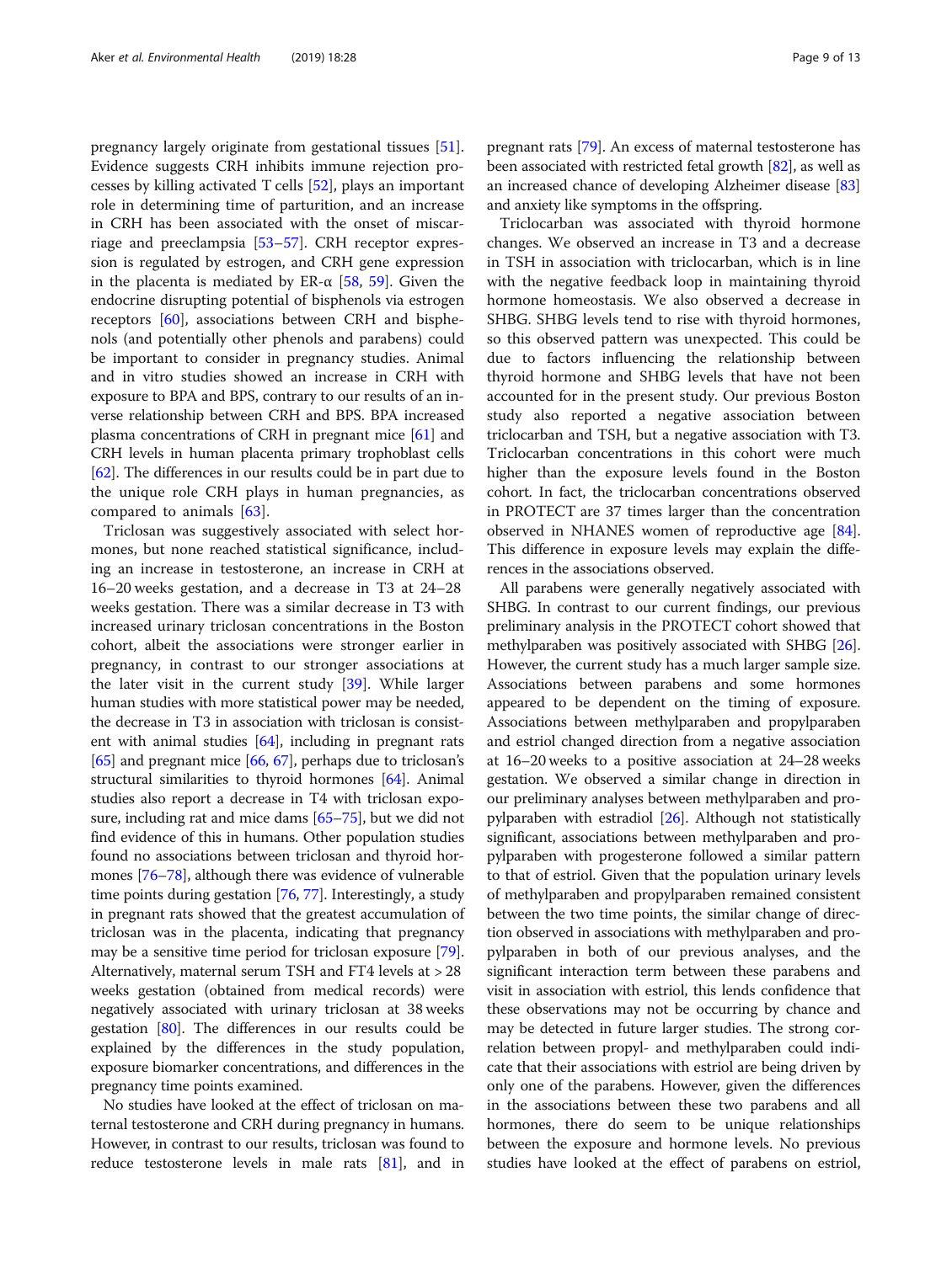pregnancy largely originate from gestational tissues [51]. Evidence suggests CRH inhibits immune rejection processes by killing activated T cells [52], plays an important role in determining time of parturition, and an increase in CRH has been associated with the onset of miscarriage and preeclampsia [53–57]. CRH receptor expression is regulated by estrogen, and CRH gene expression in the placenta is mediated by ER-α [58, 59]. Given the endocrine disrupting potential of bisphenols via estrogen receptors [60], associations between CRH and bisphenols (and potentially other phenols and parabens) could be important to consider in pregnancy studies. Animal and in vitro studies showed an increase in CRH with exposure to BPA and BPS, contrary to our results of an inverse relationship between CRH and BPS. BPA increased plasma concentrations of CRH in pregnant mice [61] and CRH levels in human placenta primary trophoblast cells [62]. The differences in our results could be in part due to the unique role CRH plays in human pregnancies, as compared to animals [63].

Triclosan was suggestively associated with select hormones, but none reached statistical significance, including an increase in testosterone, an increase in CRH at 16–20 weeks gestation, and a decrease in T3 at 24–28 weeks gestation. There was a similar decrease in T3 with increased urinary triclosan concentrations in the Boston cohort, albeit the associations were stronger earlier in pregnancy, in contrast to our stronger associations at the later visit in the current study [39]. While larger human studies with more statistical power may be needed, the decrease in T3 in association with triclosan is consistent with animal studies [64], including in pregnant rats [65] and pregnant mice [66, 67], perhaps due to triclosan's structural similarities to thyroid hormones [64]. Animal studies also report a decrease in T4 with triclosan exposure, including rat and mice dams [65–75], but we did not find evidence of this in humans. Other population studies found no associations between triclosan and thyroid hormones [76–78], although there was evidence of vulnerable time points during gestation [76, 77]. Interestingly, a study in pregnant rats showed that the greatest accumulation of triclosan was in the placenta, indicating that pregnancy may be a sensitive time period for triclosan exposure [79]. Alternatively, maternal serum TSH and FT4 levels at > 28 weeks gestation (obtained from medical records) were negatively associated with urinary triclosan at 38 weeks gestation [80]. The differences in our results could be explained by the differences in the study population, exposure biomarker concentrations, and differences in the pregnancy time points examined.

No studies have looked at the effect of triclosan on maternal testosterone and CRH during pregnancy in humans. However, in contrast to our results, triclosan was found to reduce testosterone levels in male rats [81], and in pregnant rats [79]. An excess of maternal testosterone has been associated with restricted fetal growth [82], as well as an increased chance of developing Alzheimer disease [83] and anxiety like symptoms in the offspring.

Triclocarban was associated with thyroid hormone changes. We observed an increase in T3 and a decrease in TSH in association with triclocarban, which is in line with the negative feedback loop in maintaining thyroid hormone homeostasis. We also observed a decrease in SHBG. SHBG levels tend to rise with thyroid hormones, so this observed pattern was unexpected. This could be due to factors influencing the relationship between thyroid hormone and SHBG levels that have not been accounted for in the present study. Our previous Boston study also reported a negative association between triclocarban and TSH, but a negative association with T3. Triclocarban concentrations in this cohort were much higher than the exposure levels found in the Boston cohort. In fact, the triclocarban concentrations observed in PROTECT are 37 times larger than the concentration observed in NHANES women of reproductive age [84]. This difference in exposure levels may explain the differences in the associations observed.

All parabens were generally negatively associated with SHBG. In contrast to our current findings, our previous preliminary analysis in the PROTECT cohort showed that methylparaben was positively associated with SHBG [26]. However, the current study has a much larger sample size. Associations between parabens and some hormones appeared to be dependent on the timing of exposure. Associations between methylparaben and propylparaben and estriol changed direction from a negative association at 16–20 weeks to a positive association at 24–28 weeks gestation. We observed a similar change in direction in our preliminary analyses between methylparaben and propylparaben with estradiol [26]. Although not statistically significant, associations between methylparaben and propylparaben with progesterone followed a similar pattern to that of estriol. Given that the population urinary levels of methylparaben and propylparaben remained consistent between the two time points, the similar change of direction observed in associations with methylparaben and propylparaben in both of our previous analyses, and the significant interaction term between these parabens and visit in association with estriol, this lends confidence that these observations may not be occurring by chance and may be detected in future larger studies. The strong correlation between propyl- and methylparaben could indicate that their associations with estriol are being driven by only one of the parabens. However, given the differences in the associations between these two parabens and all hormones, there do seem to be unique relationships between the exposure and hormone levels. No previous studies have looked at the effect of parabens on estriol,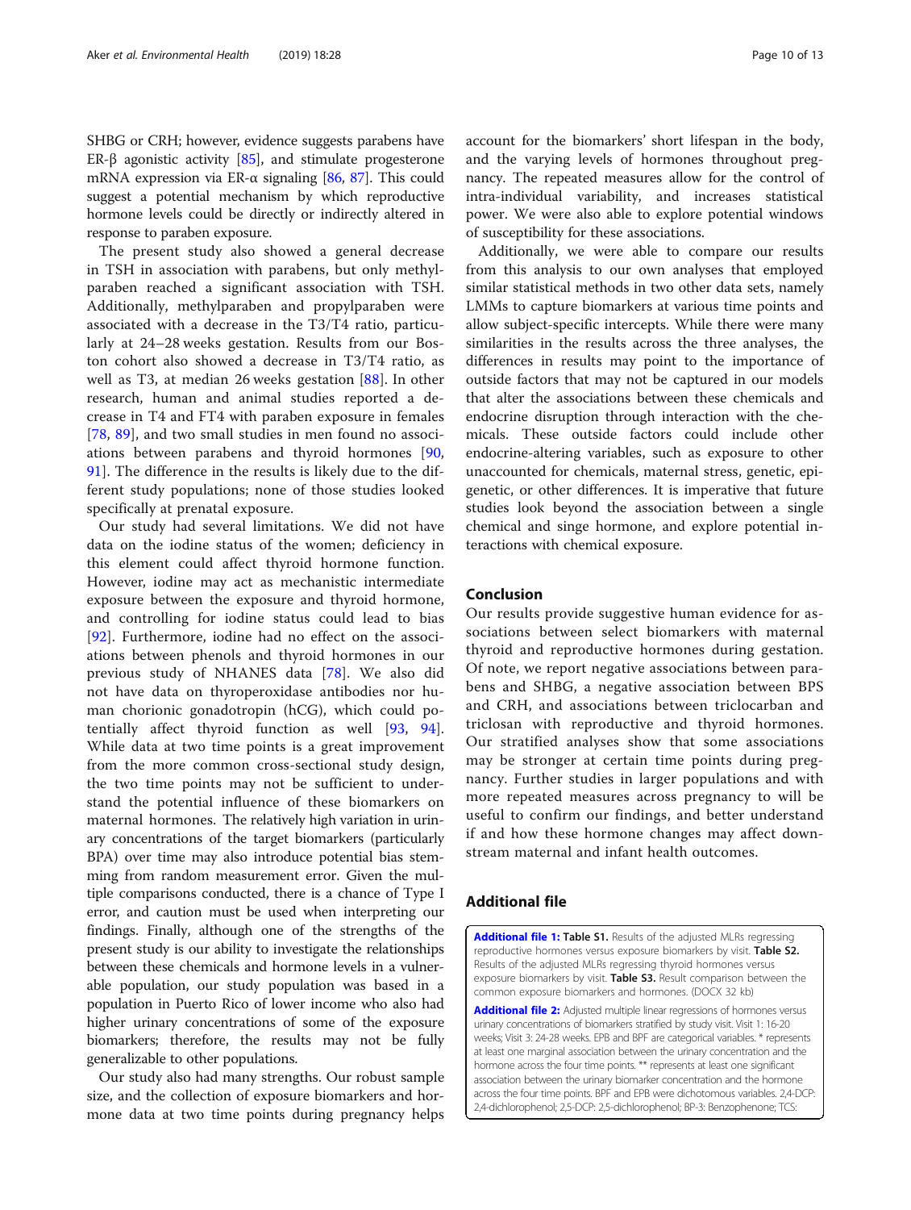SHBG or CRH; however, evidence suggests parabens have ER-β agonistic activity [85], and stimulate progesterone mRNA expression via ER-α signaling [86, 87]. This could suggest a potential mechanism by which reproductive hormone levels could be directly or indirectly altered in response to paraben exposure.

The present study also showed a general decrease in TSH in association with parabens, but only methylparaben reached a significant association with TSH. Additionally, methylparaben and propylparaben were associated with a decrease in the T3/T4 ratio, particularly at 24–28 weeks gestation. Results from our Boston cohort also showed a decrease in T3/T4 ratio, as well as T3, at median 26 weeks gestation [88]. In other research, human and animal studies reported a decrease in T4 and FT4 with paraben exposure in females [78, 89], and two small studies in men found no associations between parabens and thyroid hormones [90, 91]. The difference in the results is likely due to the different study populations; none of those studies looked specifically at prenatal exposure.

Our study had several limitations. We did not have data on the iodine status of the women; deficiency in this element could affect thyroid hormone function. However, iodine may act as mechanistic intermediate exposure between the exposure and thyroid hormone, and controlling for iodine status could lead to bias [92]. Furthermore, iodine had no effect on the associations between phenols and thyroid hormones in our previous study of NHANES data [78]. We also did not have data on thyroperoxidase antibodies nor human chorionic gonadotropin (hCG), which could potentially affect thyroid function as well [93, 94]. While data at two time points is a great improvement from the more common cross-sectional study design, the two time points may not be sufficient to understand the potential influence of these biomarkers on maternal hormones. The relatively high variation in urinary concentrations of the target biomarkers (particularly BPA) over time may also introduce potential bias stemming from random measurement error. Given the multiple comparisons conducted, there is a chance of Type I error, and caution must be used when interpreting our findings. Finally, although one of the strengths of the present study is our ability to investigate the relationships between these chemicals and hormone levels in a vulnerable population, our study population was based in a population in Puerto Rico of lower income who also had higher urinary concentrations of some of the exposure biomarkers; therefore, the results may not be fully generalizable to other populations.

Our study also had many strengths. Our robust sample size, and the collection of exposure biomarkers and hormone data at two time points during pregnancy helps account for the biomarkers' short lifespan in the body, and the varying levels of hormones throughout pregnancy. The repeated measures allow for the control of intra-individual variability, and increases statistical power. We were also able to explore potential windows of susceptibility for these associations.

Additionally, we were able to compare our results from this analysis to our own analyses that employed similar statistical methods in two other data sets, namely LMMs to capture biomarkers at various time points and allow subject-specific intercepts. While there were many similarities in the results across the three analyses, the differences in results may point to the importance of outside factors that may not be captured in our models that alter the associations between these chemicals and endocrine disruption through interaction with the chemicals. These outside factors could include other endocrine-altering variables, such as exposure to other unaccounted for chemicals, maternal stress, genetic, epigenetic, or other differences. It is imperative that future studies look beyond the association between a single chemical and singe hormone, and explore potential interactions with chemical exposure.

## Conclusion

Our results provide suggestive human evidence for associations between select biomarkers with maternal thyroid and reproductive hormones during gestation. Of note, we report negative associations between parabens and SHBG, a negative association between BPS and CRH, and associations between triclocarban and triclosan with reproductive and thyroid hormones. Our stratified analyses show that some associations may be stronger at certain time points during pregnancy. Further studies in larger populations and with more repeated measures across pregnancy to will be useful to confirm our findings, and better understand if and how these hormone changes may affect downstream maternal and infant health outcomes.

## Additional file

**Additional file 1: Table S1.** Results of the adjusted MLRs regressing reproductive hormones versus exposure biomarkers by visit. **Table S2.** Results of the adjusted MLRs regressing thyroid hormones versus exposure biomarkers by visit. **Table S3.** Result comparison between the common exposure biomarkers and hormones. (DOCX 32 kb)

**Additional file 2:** Adjusted multiple linear regressions of hormones versus urinary concentrations of biomarkers stratified by study visit. Visit 1: 16-20 weeks; Visit 3: 24-28 weeks. EPB and BPF are categorical variables. * represents at least one marginal association between the urinary concentration and the hormone across the four time points. ** represents at least one significant association between the urinary biomarker concentration and the hormone across the four time points. BPF and EPB were dichotomous variables. 2,4-DCP: 2,4-dichlorophenol; 2,5-DCP: 2,5-dichlorophenol; BP-3: Benzophenone; TCS: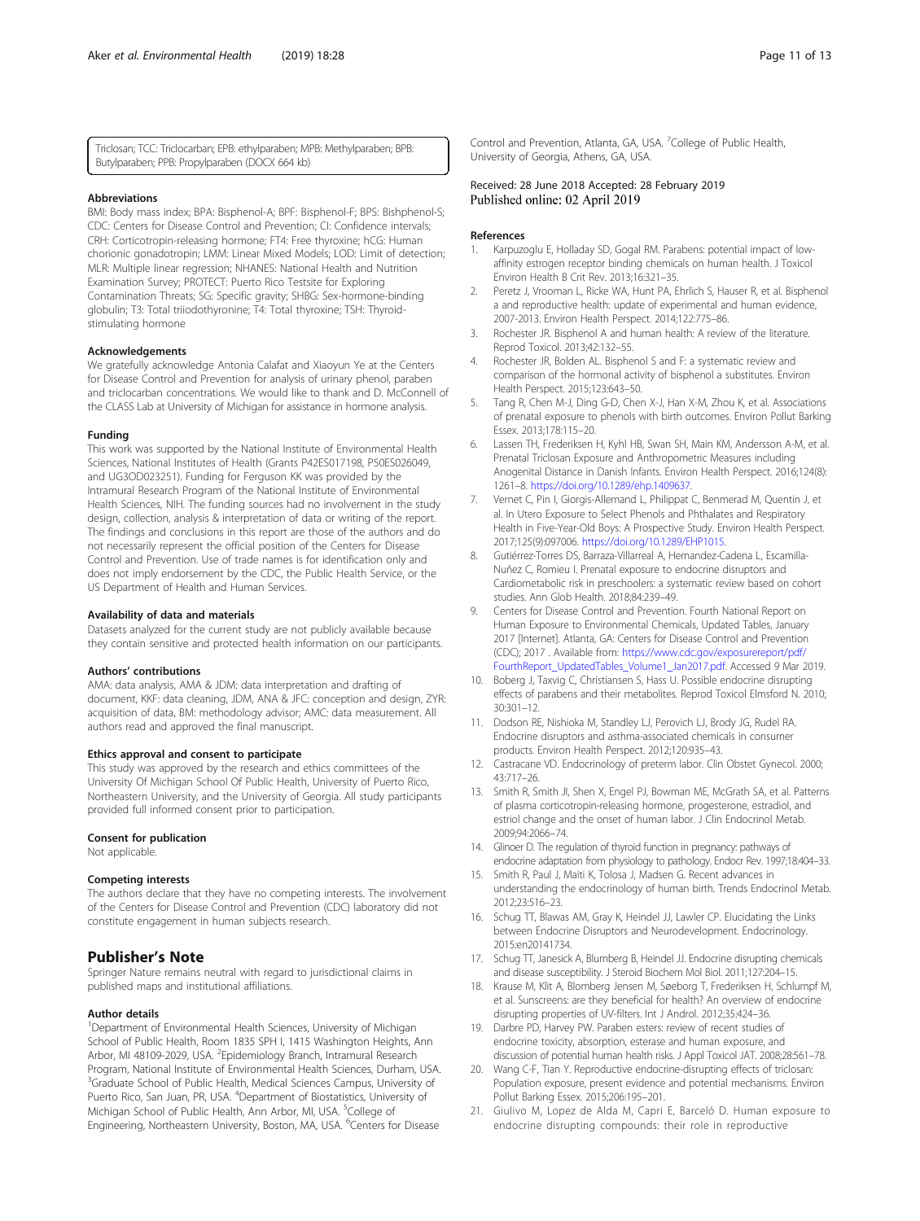Triclosan; TCC: Triclocarban; EPB: ethylparaben; MPB: Methylparaben; BPB: Butylparaben; PPB: Propylparaben (DOCX 664 kb)

### Abbreviations

BMI: Body mass index; BPA: Bisphenol-A; BPF: Bisphenol-F; BPS: Bishphenol-S; CDC: Centers for Disease Control and Prevention; CI: Confidence intervals; CRH: Corticotropin-releasing hormone; FT4: Free thyroxine; hCG: Human chorionic gonadotropin; LMM: Linear Mixed Models; LOD: Limit of detection; MLR: Multiple linear regression; NHANES: National Health and Nutrition Examination Survey; PROTECT: Puerto Rico Testsite for Exploring Contamination Threats; SG: Specific gravity; SHBG: Sex-hormone-binding globulin; T3: Total triiodothyronine; T4: Total thyroxine; TSH: Thyroid-stimulating hormone

### Acknowledgements

We gratefully acknowledge Antonia Calafat and Xiaoyun Ye at the Centers for Disease Control and Prevention for analysis of urinary phenol, paraben and triclocarban concentrations. We would like to thank and D. McConnell of the CLASS Lab at University of Michigan for assistance in hormone analysis.

### Funding

This work was supported by the National Institute of Environmental Health Sciences, National Institutes of Health (Grants P42ES017198, P50ES026049, and UG3OD023251). Funding for Ferguson KK was provided by the Intramural Research Program of the National Institute of Environmental Health Sciences, NIH. The funding sources had no involvement in the study design, collection, analysis & interpretation of data or writing of the report. The findings and conclusions in this report are those of the authors and do not necessarily represent the official position of the Centers for Disease Control and Prevention. Use of trade names is for identification only and does not imply endorsement by the CDC, the Public Health Service, or the US Department of Health and Human Services.

### Availability of data and materials

Datasets analyzed for the current study are not publicly available because they contain sensitive and protected health information on our participants.

### Authors' contributions

AMA: data analysis, AMA & JDM: data interpretation and drafting of document, KKF: data cleaning, JDM, ANA & JFC: conception and design, ZYR: acquisition of data, BM: methodology advisor; AMC: data measurement. All authors read and approved the final manuscript.

### Ethics approval and consent to participate

This study was approved by the research and ethics committees of the University Of Michigan School Of Public Health, University of Puerto Rico, Northeastern University, and the University of Georgia. All study participants provided full informed consent prior to participation.

### Consent for publication

Not applicable.

### Competing interests

The authors declare that they have no competing interests. The involvement of the Centers for Disease Control and Prevention (CDC) laboratory did not constitute engagement in human subjects research.

## Publisher's Note

Springer Nature remains neutral with regard to jurisdictional claims in published maps and institutional affiliations.

### Author details

[1]Department of Environmental Health Sciences, University of Michigan School of Public Health, Room 1835 SPH I, 1415 Washington Heights, Ann Arbor, MI 48109-2029, USA. [2]Epidemiology Branch, Intramural Research Program, National Institute of Environmental Health Sciences, Durham, USA. [3]Graduate School of Public Health, Medical Sciences Campus, University of Puerto Rico, San Juan, PR, USA. [4]Department of Biostatistics, University of Michigan School of Public Health, Ann Arbor, MI, USA. [5]College of Engineering, Northeastern University, Boston, MA, USA. [6]Centers for Disease Control and Prevention, Atlanta, GA, USA. [7]College of Public Health, University of Georgia, Athens, GA, USA.

Received: 28 June 2018 Accepted: 28 February 2019
Published online: 02 April 2019

### References

1. Karpuzoglu E, Holladay SD, Gogal RM. Parabens: potential impact of low-affinity estrogen receptor binding chemicals on human health. J Toxicol Environ Health B Crit Rev. 2013;16:321–35.
2. Peretz J, Vrooman L, Ricke WA, Hunt PA, Ehrlich S, Hauser R, et al. Bisphenol a and reproductive health: update of experimental and human evidence, 2007-2013. Environ Health Perspect. 2014;122:775–86.
3. Rochester JR. Bisphenol A and human health: A review of the literature. Reprod Toxicol. 2013;42:132–55.
4. Rochester JR, Bolden AL. Bisphenol S and F: a systematic review and comparison of the hormonal activity of bisphenol a substitutes. Environ Health Perspect. 2015;123:643–50.
5. Tang R, Chen M-J, Ding G-D, Chen X-J, Han X-M, Zhou K, et al. Associations of prenatal exposure to phenols with birth outcomes. Environ Pollut Barking Essex. 2013;178:115–20.
6. Lassen TH, Frederiksen H, Kyhl HB, Swan SH, Main KM, Andersson A-M, et al. Prenatal Triclosan Exposure and Anthropometric Measures including Anogenital Distance in Danish Infants. Environ Health Perspect. 2016;124(8): 1261–8. https://doi.org/10.1289/ehp.1409637.
7. Vernet C, Pin I, Giorgis-Allemand L, Philippat C, Benmerad M, Quentin J, et al. In Utero Exposure to Select Phenols and Phthalates and Respiratory Health in Five-Year-Old Boys: A Prospective Study. Environ Health Perspect. 2017;125(9):097006. https://doi.org/10.1289/EHP1015.
8. Gutiérrez-Torres DS, Barraza-Villarreal A, Hernandez-Cadena L, Escamilla-Nuñez C, Romieu I. Prenatal exposure to endocrine disruptors and Cardiometabolic risk in preschoolers: a systematic review based on cohort studies. Ann Glob Health. 2018;84:239–49.
9. Centers for Disease Control and Prevention. Fourth National Report on Human Exposure to Environmental Chemicals, Updated Tables, January 2017 [Internet]. Atlanta, GA: Centers for Disease Control and Prevention (CDC); 2017 . Available from: https://www.cdc.gov/exposurereport/pdf/FourthReport_UpdatedTables_Volume1_Jan2017.pdf. Accessed 9 Mar 2019.
10. Boberg J, Taxvig C, Christiansen S, Hass U. Possible endocrine disrupting effects of parabens and their metabolites. Reprod Toxicol Elmsford N. 2010; 30:301–12.
11. Dodson RE, Nishioka M, Standley LJ, Perovich LJ, Brody JG, Rudel RA. Endocrine disruptors and asthma-associated chemicals in consumer products. Environ Health Perspect. 2012;120:935–43.
12. Castracane VD. Endocrinology of preterm labor. Clin Obstet Gynecol. 2000; 43:717–26.
13. Smith R, Smith JI, Shen X, Engel PJ, Bowman ME, McGrath SA, et al. Patterns of plasma corticotropin-releasing hormone, progesterone, estradiol, and estriol change and the onset of human labor. J Clin Endocrinol Metab. 2009;94:2066–74.
14. Glinoer D. The regulation of thyroid function in pregnancy: pathways of endocrine adaptation from physiology to pathology. Endocr Rev. 1997;18:404–33.
15. Smith R, Paul J, Maiti K, Tolosa J, Madsen G. Recent advances in understanding the endocrinology of human birth. Trends Endocrinol Metab. 2012;23:516–23.
16. Schug TT, Blawas AM, Gray K, Heindel JJ, Lawler CP. Elucidating the Links between Endocrine Disruptors and Neurodevelopment. Endocrinology. 2015:en20141734.
17. Schug TT, Janesick A, Blumberg B, Heindel JJ. Endocrine disrupting chemicals and disease susceptibility. J Steroid Biochem Mol Biol. 2011;127:204–15.
18. Krause M, Klit A, Blomberg Jensen M, Søeborg T, Frederiksen H, Schlumpf M, et al. Sunscreens: are they beneficial for health? An overview of endocrine disrupting properties of UV-filters. Int J Androl. 2012;35:424–36.
19. Darbre PD, Harvey PW. Paraben esters: review of recent studies of endocrine toxicity, absorption, esterase and human exposure, and discussion of potential human health risks. J Appl Toxicol JAT. 2008;28:561–78.
20. Wang C-F, Tian Y. Reproductive endocrine-disrupting effects of triclosan: Population exposure, present evidence and potential mechanisms. Environ Pollut Barking Essex. 2015;206:195–201.
21. Giulivo M, Lopez de Alda M, Capri E, Barceló D. Human exposure to endocrine disrupting compounds: their role in reproductive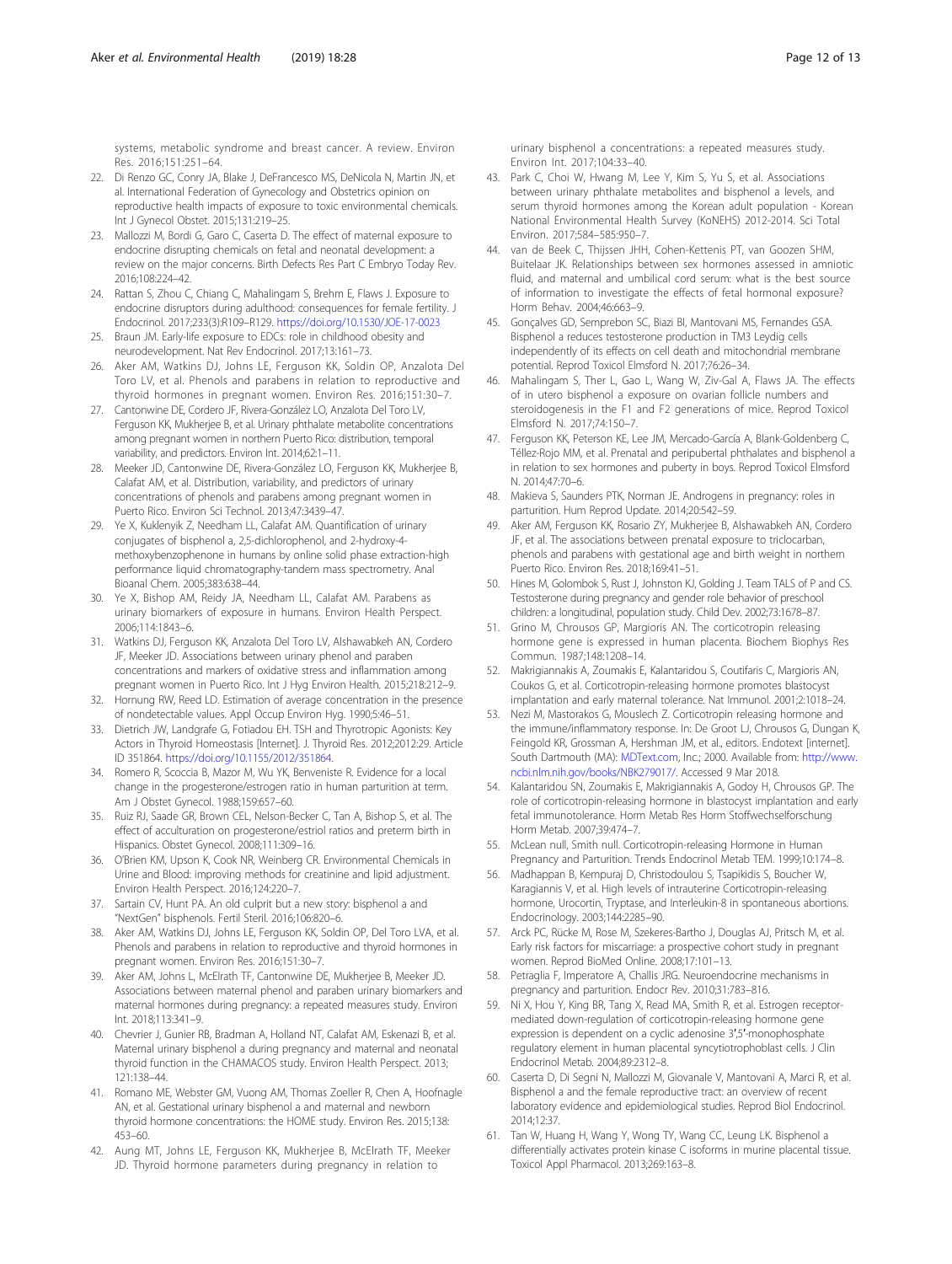systems, metabolic syndrome and breast cancer. A review. Environ Res. 2016;151:251–64.

22. Di Renzo GC, Conry JA, Blake J, DeFrancesco MS, DeNicola N, Martin JN, et al. International Federation of Gynecology and Obstetrics opinion on reproductive health impacts of exposure to toxic environmental chemicals. Int J Gynecol Obstet. 2015;131:219–25.
23. Mallozzi M, Bordi G, Garo C, Caserta D. The effect of maternal exposure to endocrine disrupting chemicals on fetal and neonatal development: a review on the major concerns. Birth Defects Res Part C Embryo Today Rev. 2016;108:224–42.
24. Rattan S, Zhou C, Chiang C, Mahalingam S, Brehm E, Flaws J. Exposure to endocrine disruptors during adulthood: consequences for female fertility. J Endocrinol. 2017;233(3):R109–R129. https://doi.org/10.1530/JOE-17-0023
25. Braun JM. Early-life exposure to EDCs: role in childhood obesity and neurodevelopment. Nat Rev Endocrinol. 2017;13:161–73.
26. Aker AM, Watkins DJ, Johns LE, Ferguson KK, Soldin OP, Anzalota Del Toro LV, et al. Phenols and parabens in relation to reproductive and thyroid hormones in pregnant women. Environ Res. 2016;151:30–7.
27. Cantonwine DE, Cordero JF, Rivera-González LO, Anzalota Del Toro LV, Ferguson KK, Mukherjee B, et al. Urinary phthalate metabolite concentrations among pregnant women in northern Puerto Rico: distribution, temporal variability, and predictors. Environ Int. 2014;62:1–11.
28. Meeker JD, Cantonwine DE, Rivera-González LO, Ferguson KK, Mukherjee B, Calafat AM, et al. Distribution, variability, and predictors of urinary concentrations of phenols and parabens among pregnant women in Puerto Rico. Environ Sci Technol. 2013;47:3439–47.
29. Ye X, Kuklenyik Z, Needham LL, Calafat AM. Quantification of urinary conjugates of bisphenol a, 2,5-dichlorophenol, and 2-hydroxy-4-methoxybenzophenone in humans by online solid phase extraction-high performance liquid chromatography-tandem mass spectrometry. Anal Bioanal Chem. 2005;383:638–44.
30. Ye X, Bishop AM, Reidy JA, Needham LL, Calafat AM. Parabens as urinary biomarkers of exposure in humans. Environ Health Perspect. 2006;114:1843–6.
31. Watkins DJ, Ferguson KK, Anzalota Del Toro LV, Alshawabkeh AN, Cordero JF, Meeker JD. Associations between urinary phenol and paraben concentrations and markers of oxidative stress and inflammation among pregnant women in Puerto Rico. Int J Hyg Environ Health. 2015;218:212–9.
32. Hornung RW, Reed LD. Estimation of average concentration in the presence of nondetectable values. Appl Occup Environ Hyg. 1990;5:46–51.
33. Dietrich JW, Landgrafe G, Fotiadou EH. TSH and Thyrotropic Agonists: Key Actors in Thyroid Homeostasis [Internet]. J. Thyroid Res. 2012;2012:29. Article ID 351864. https://doi.org/10.1155/2012/351864.
34. Romero R, Scoccia B, Mazor M, Wu YK, Benveniste R. Evidence for a local change in the progesterone/estrogen ratio in human parturition at term. Am J Obstet Gynecol. 1988;159:657–60.
35. Ruiz RJ, Saade GR, Brown CEL, Nelson-Becker C, Tan A, Bishop S, et al. The effect of acculturation on progesterone/estriol ratios and preterm birth in Hispanics. Obstet Gynecol. 2008;111:309–16.
36. O'Brien KM, Upson K, Cook NR, Weinberg CR. Environmental Chemicals in Urine and Blood: improving methods for creatinine and lipid adjustment. Environ Health Perspect. 2016;124:220–7.
37. Sartain CV, Hunt PA. An old culprit but a new story: bisphenol a and "NextGen" bisphenols. Fertil Steril. 2016;106:820–6.
38. Aker AM, Watkins DJ, Johns LE, Ferguson KK, Soldin OP, Del Toro LVA, et al. Phenols and parabens in relation to reproductive and thyroid hormones in pregnant women. Environ Res. 2016;151:30–7.
39. Aker AM, Johns L, McElrath TF, Cantonwine DE, Mukherjee B, Meeker JD. Associations between maternal phenol and paraben urinary biomarkers and maternal hormones during pregnancy: a repeated measures study. Environ Int. 2018;113:341–9.
40. Chevrier J, Gunier RB, Bradman A, Holland NT, Calafat AM, Eskenazi B, et al. Maternal urinary bisphenol a during pregnancy and maternal and neonatal thyroid function in the CHAMACOS study. Environ Health Perspect. 2013;121:138–44.
41. Romano ME, Webster GM, Vuong AM, Thomas Zoeller R, Chen A, Hoofnagle AN, et al. Gestational urinary bisphenol a and maternal and newborn thyroid hormone concentrations: the HOME study. Environ Res. 2015;138:453–60.
42. Aung MT, Johns LE, Ferguson KK, Mukherjee B, McElrath TF, Meeker JD. Thyroid hormone parameters during pregnancy in relation to urinary bisphenol a concentrations: a repeated measures study. Environ Int. 2017;104:33–40.
43. Park C, Choi W, Hwang M, Lee Y, Kim S, Yu S, et al. Associations between urinary phthalate metabolites and bisphenol a levels, and serum thyroid hormones among the Korean adult population - Korean National Environmental Health Survey (KoNEHS) 2012-2014. Sci Total Environ. 2017;584–585:950–7.
44. van de Beek C, Thijssen JHH, Cohen-Kettenis PT, van Goozen SHM, Buitelaar JK. Relationships between sex hormones assessed in amniotic fluid, and maternal and umbilical cord serum: what is the best source of information to investigate the effects of fetal hormonal exposure? Horm Behav. 2004;46:663–9.
45. Gonçalves GD, Semprebon SC, Biazi BI, Mantovani MS, Fernandes GSA. Bisphenol a reduces testosterone production in TM3 Leydig cells independently of its effects on cell death and mitochondrial membrane potential. Reprod Toxicol Elmsford N. 2017;76:26–34.
46. Mahalingam S, Ther L, Gao L, Wang W, Ziv-Gal A, Flaws JA. The effects of in utero bisphenol a exposure on ovarian follicle numbers and steroidogenesis in the F1 and F2 generations of mice. Reprod Toxicol Elmsford N. 2017;74:150–7.
47. Ferguson KK, Peterson KE, Lee JM, Mercado-García A, Blank-Goldenberg C, Téllez-Rojo MM, et al. Prenatal and peripubertal phthalates and bisphenol a in relation to sex hormones and puberty in boys. Reprod Toxicol Elmsford N. 2014;47:70–6.
48. Makieva S, Saunders PTK, Norman JE. Androgens in pregnancy: roles in parturition. Hum Reprod Update. 2014;20:542–59.
49. Aker AM, Ferguson KK, Rosario ZY, Mukherjee B, Alshawabkeh AN, Cordero JF, et al. The associations between prenatal exposure to triclocarban, phenols and parabens with gestational age and birth weight in northern Puerto Rico. Environ Res. 2018;169:41–51.
50. Hines M, Golombok S, Rust J, Johnston KJ, Golding J. Team TALS of P and CS. Testosterone during pregnancy and gender role behavior of preschool children: a longitudinal, population study. Child Dev. 2002;73:1678–87.
51. Grino M, Chrousos GP, Margioris AN. The corticotropin releasing hormone gene is expressed in human placenta. Biochem Biophys Res Commun. 1987;148:1208–14.
52. Makrigiannakis A, Zoumakis E, Kalantaridou S, Coutifaris C, Margioris AN, Coukos G, et al. Corticotropin-releasing hormone promotes blastocyst implantation and early maternal tolerance. Nat Immunol. 2001;2:1018–24.
53. Nezi M, Mastorakos G, Mouslech Z. Corticotropin releasing hormone and the immune/inflammatory response. In: De Groot LJ, Chrousos G, Dungan K, Feingold KR, Grossman A, Hershman JM, et al., editors. Endotext [internet]. South Dartmouth (MA): MDText.com, Inc.; 2000. Available from: http://www.ncbi.nlm.nih.gov/books/NBK279017/. Accessed 9 Mar 2018.
54. Kalantaridou SN, Zoumakis E, Makrigiannakis A, Godoy H, Chrousos GP. The role of corticotropin-releasing hormone in blastocyst implantation and early fetal immunotolerance. Horm Metab Res Horm Stoffwechselforschung Horm Metab. 2007;39:474–7.
55. McLean null, Smith null. Corticotropin-releasing Hormone in Human Pregnancy and Parturition. Trends Endocrinol Metab TEM. 1999;10:174–8.
56. Madhappan B, Kempuraj D, Christodoulou S, Tsapikidis S, Boucher W, Karagiannis V, et al. High levels of intrauterine Corticotropin-releasing hormone, Urocortin, Tryptase, and Interleukin-8 in spontaneous abortions. Endocrinology. 2003;144:2285–90.
57. Arck PC, Rücke M, Rose M, Szekeres-Bartho J, Douglas AJ, Pritsch M, et al. Early risk factors for miscarriage: a prospective cohort study in pregnant women. Reprod BioMed Online. 2008;17:101–13.
58. Petraglia F, Imperatore A, Challis JRG. Neuroendocrine mechanisms in pregnancy and parturition. Endocr Rev. 2010;31:783–816.
59. Ni X, Hou Y, King BR, Tang X, Read MA, Smith R, et al. Estrogen receptor-mediated down-regulation of corticotropin-releasing hormone gene expression is dependent on a cyclic adenosine 3′,5′-monophosphate regulatory element in human placental syncytiotrophoblast cells. J Clin Endocrinol Metab. 2004;89:2312–8.
60. Caserta D, Di Segni N, Mallozzi M, Giovanale V, Mantovani A, Marci R, et al. Bisphenol a and the female reproductive tract: an overview of recent laboratory evidence and epidemiological studies. Reprod Biol Endocrinol. 2014;12:37.
61. Tan W, Huang H, Wang Y, Wong TY, Wang CC, Leung LK. Bisphenol a differentially activates protein kinase C isoforms in murine placental tissue. Toxicol Appl Pharmacol. 2013;269:163–8.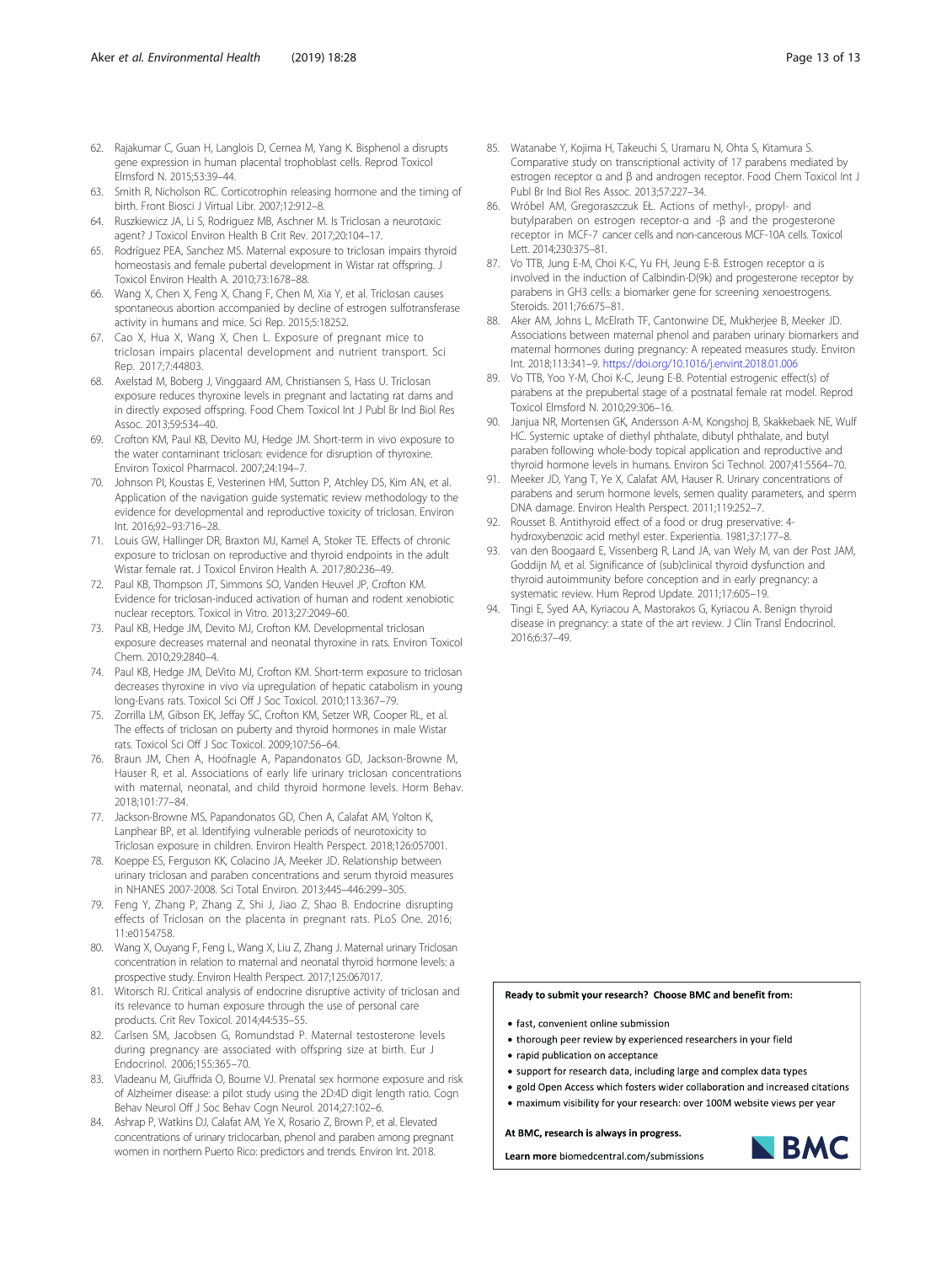62. Rajakumar C, Guan H, Langlois D, Cernea M, Yang K. Bisphenol a disrupts gene expression in human placental trophoblast cells. Reprod Toxicol Elmsford N. 2015;53:39–44.
63. Smith R, Nicholson RC. Corticotrophin releasing hormone and the timing of birth. Front Biosci J Virtual Libr. 2007;12:912–8.
64. Ruszkiewicz JA, Li S, Rodriguez MB, Aschner M. Is Triclosan a neurotoxic agent? J Toxicol Environ Health B Crit Rev. 2017;20:104–17.
65. Rodríguez PEA, Sanchez MS. Maternal exposure to triclosan impairs thyroid homeostasis and female pubertal development in Wistar rat offspring. J Toxicol Environ Health A. 2010;73:1678–88.
66. Wang X, Chen X, Feng X, Chang F, Chen M, Xia Y, et al. Triclosan causes spontaneous abortion accompanied by decline of estrogen sulfotransferase activity in humans and mice. Sci Rep. 2015;5:18252.
67. Cao X, Hua X, Wang X, Chen L. Exposure of pregnant mice to triclosan impairs placental development and nutrient transport. Sci Rep. 2017;7:44803.
68. Axelstad M, Boberg J, Vinggaard AM, Christiansen S, Hass U. Triclosan exposure reduces thyroxine levels in pregnant and lactating rat dams and in directly exposed offspring. Food Chem Toxicol Int J Publ Br Ind Biol Res Assoc. 2013;59:534–40.
69. Crofton KM, Paul KB, Devito MJ, Hedge JM. Short-term in vivo exposure to the water contaminant triclosan: evidence for disruption of thyroxine. Environ Toxicol Pharmacol. 2007;24:194–7.
70. Johnson PI, Koustas E, Vesterinen HM, Sutton P, Atchley DS, Kim AN, et al. Application of the navigation guide systematic review methodology to the evidence for developmental and reproductive toxicity of triclosan. Environ Int. 2016;92–93:716–28.
71. Louis GW, Hallinger DR, Braxton MJ, Kamel A, Stoker TE. Effects of chronic exposure to triclosan on reproductive and thyroid endpoints in the adult Wistar female rat. J Toxicol Environ Health A. 2017;80:236–49.
72. Paul KB, Thompson JT, Simmons SO, Vanden Heuvel JP, Crofton KM. Evidence for triclosan-induced activation of human and rodent xenobiotic nuclear receptors. Toxicol in Vitro. 2013;27:2049–60.
73. Paul KB, Hedge JM, Devito MJ, Crofton KM. Developmental triclosan exposure decreases maternal and neonatal thyroxine in rats. Environ Toxicol Chem. 2010;29:2840–4.
74. Paul KB, Hedge JM, DeVito MJ, Crofton KM. Short-term exposure to triclosan decreases thyroxine in vivo via upregulation of hepatic catabolism in young long-Evans rats. Toxicol Sci Off J Soc Toxicol. 2010;113:367–79.
75. Zorrilla LM, Gibson EK, Jeffay SC, Crofton KM, Setzer WR, Cooper RL, et al. The effects of triclosan on puberty and thyroid hormones in male Wistar rats. Toxicol Sci Off J Soc Toxicol. 2009;107:56–64.
76. Braun JM, Chen A, Hoofnagle A, Papandonatos GD, Jackson-Browne M, Hauser R, et al. Associations of early life urinary triclosan concentrations with maternal, neonatal, and child thyroid hormone levels. Horm Behav. 2018;101:77–84.
77. Jackson-Browne MS, Papandonatos GD, Chen A, Calafat AM, Yolton K, Lanphear BP, et al. Identifying vulnerable periods of neurotoxicity to Triclosan exposure in children. Environ Health Perspect. 2018;126:057001.
78. Koeppe ES, Ferguson KK, Colacino JA, Meeker JD. Relationship between urinary triclosan and paraben concentrations and serum thyroid measures in NHANES 2007-2008. Sci Total Environ. 2013;445–446:299–305.
79. Feng Y, Zhang P, Zhang Z, Shi J, Jiao Z, Shao B. Endocrine disrupting effects of Triclosan on the placenta in pregnant rats. PLoS One. 2016; 11:e0154758.
80. Wang X, Ouyang F, Feng L, Wang X, Liu Z, Zhang J. Maternal urinary Triclosan concentration in relation to maternal and neonatal thyroid hormone levels: a prospective study. Environ Health Perspect. 2017;125:067017.
81. Witorsch RJ. Critical analysis of endocrine disruptive activity of triclosan and its relevance to human exposure through the use of personal care products. Crit Rev Toxicol. 2014;44:535–55.
82. Carlsen SM, Jacobsen G, Romundstad P. Maternal testosterone levels during pregnancy are associated with offspring size at birth. Eur J Endocrinol. 2006;155:365–70.
83. Vladeanu M, Giuffrida O, Bourne VJ. Prenatal sex hormone exposure and risk of Alzheimer disease: a pilot study using the 2D:4D digit length ratio. Cogn Behav Neurol Off J Soc Behav Cogn Neurol. 2014;27:102–6.
84. Ashrap P, Watkins DJ, Calafat AM, Ye X, Rosario Z, Brown P, et al. Elevated concentrations of urinary triclocarban, phenol and paraben among pregnant women in northern Puerto Rico: predictors and trends. Environ Int. 2018.
85. Watanabe Y, Kojima H, Takeuchi S, Uramaru N, Ohta S, Kitamura S. Comparative study on transcriptional activity of 17 parabens mediated by estrogen receptor α and β and androgen receptor. Food Chem Toxicol Int J Publ Br Ind Biol Res Assoc. 2013;57:227–34.
86. Wróbel AM, Gregoraszczuk EŁ. Actions of methyl-, propyl- and butylparaben on estrogen receptor-α and -β and the progesterone receptor in MCF-7 cancer cells and non-cancerous MCF-10A cells. Toxicol Lett. 2014;230:375–81.
87. Vo TTB, Jung E-M, Choi K-C, Yu FH, Jeung E-B. Estrogen receptor α is involved in the induction of Calbindin-D(9k) and progesterone receptor by parabens in GH3 cells: a biomarker gene for screening xenoestrogens. Steroids. 2011;76:675–81.
88. Aker AM, Johns L, McElrath TF, Cantonwine DE, Mukherjee B, Meeker JD. Associations between maternal phenol and paraben urinary biomarkers and maternal hormones during pregnancy: A repeated measures study. Environ Int. 2018;113:341–9. https://doi.org/10.1016/j.envint.2018.01.006
89. Vo TTB, Yoo Y-M, Choi K-C, Jeung E-B. Potential estrogenic effect(s) of parabens at the prepubertal stage of a postnatal female rat model. Reprod Toxicol Elmsford N. 2010;29:306–16.
90. Janjua NR, Mortensen GK, Andersson A-M, Kongshoj B, Skakkebaek NE, Wulf HC. Systemic uptake of diethyl phthalate, dibutyl phthalate, and butyl paraben following whole-body topical application and reproductive and thyroid hormone levels in humans. Environ Sci Technol. 2007;41:5564–70.
91. Meeker JD, Yang T, Ye X, Calafat AM, Hauser R. Urinary concentrations of parabens and serum hormone levels, semen quality parameters, and sperm DNA damage. Environ Health Perspect. 2011;119:252–7.
92. Rousset B. Antithyroid effect of a food or drug preservative: 4-hydroxybenzoic acid methyl ester. Experientia. 1981;37:177–8.
93. van den Boogaard E, Vissenberg R, Land JA, van Wely M, van der Post JAM, Goddijn M, et al. Significance of (sub)clinical thyroid dysfunction and thyroid autoimmunity before conception and in early pregnancy: a systematic review. Hum Reprod Update. 2011;17:605–19.
94. Tingi E, Syed AA, Kyriacou A, Mastorakos G, Kyriacou A. Benign thyroid disease in pregnancy: a state of the art review. J Clin Transl Endocrinol. 2016;6:37–49.

**Ready to submit your research? Choose BMC and benefit from:**

- fast, convenient online submission
- thorough peer review by experienced researchers in your field
- rapid publication on acceptance
- support for research data, including large and complex data types
- gold Open Access which fosters wider collaboration and increased citations
- maximum visibility for your research: over 100M website views per year

**At BMC, research is always in progress.**

**Learn more** biomedcentral.com/submissions

BMC